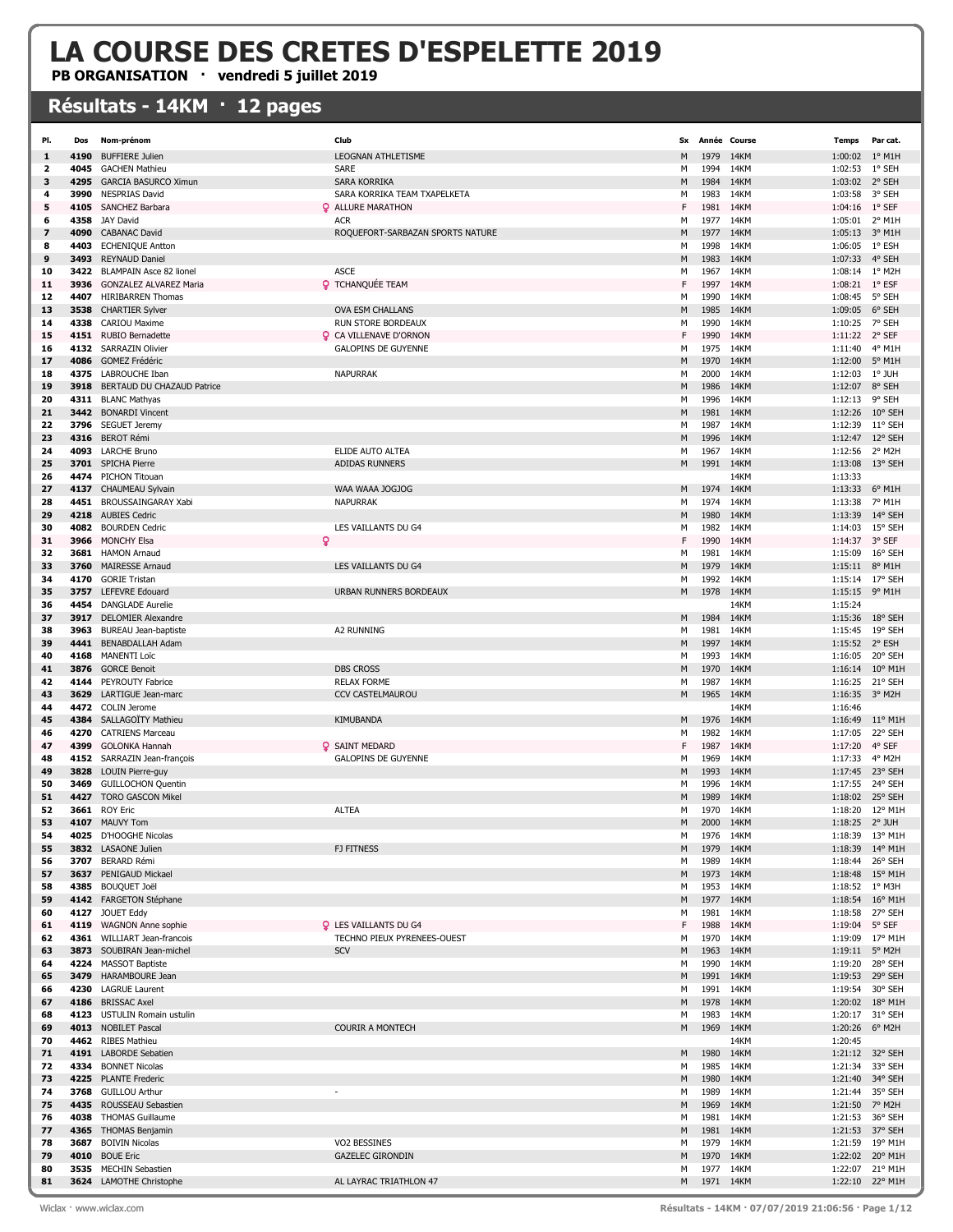# LA COURSE DES CRETES D'ESPELETTE 2019

**PB ORGANISATION · vendredi 5 juillet 2019**

## Résultats - 14KM · 12 pages

| Pl. | Dos | Nom-prénom | Club | Sx | Année | Course | Temps | Par cat. |
|---|---|---|---|---|---|---|---|---|
| 1 | 4190 | BUFFIERE Julien | LEOGNAN ATHLETISME | M | 1979 | 14KM | 1:00:02 | 1° M1H |
| 2 | 4045 | GACHEN Mathieu | SARE | M | 1994 | 14KM | 1:02:53 | 1° SEH |
| 3 | 4295 | GARCIA BASURCO Ximun | SARA KORRIKA | M | 1984 | 14KM | 1:03:02 | 2° SEH |
| 4 | 3990 | NESPRIAS David | SARA KORRIKA TEAM TXAPELKETA | M | 1983 | 14KM | 1:03:58 | 3° SEH |
| 5 | 4105 | SANCHEZ Barbara | ♀ ALLURE MARATHON | F | 1981 | 14KM | 1:04:16 | 1° SEF |
| 6 | 4358 | JAY David | ACR | M | 1977 | 14KM | 1:05:01 | 2° M1H |
| 7 | 4090 | CABANAC David | ROQUEFORT-SARBAZAN SPORTS NATURE | M | 1977 | 14KM | 1:05:13 | 3° M1H |
| 8 | 4403 | ECHENIQUE Antton | | M | 1998 | 14KM | 1:06:05 | 1° ESH |
| 9 | 3493 | REYNAUD Daniel | | M | 1983 | 14KM | 1:07:33 | 4° SEH |
| 10 | 3422 | BLAMPAIN Asce 82 lionel | ASCE | M | 1967 | 14KM | 1:08:14 | 1° M2H |
| 11 | 3936 | GONZALEZ ALVAREZ Maria | ♀ TCHANQUÉE TEAM | F | 1997 | 14KM | 1:08:21 | 1° ESF |
| 12 | 4407 | HIRIBARREN Thomas | | M | 1990 | 14KM | 1:08:45 | 5° SEH |
| 13 | 3538 | CHARTIER Sylver | OVA ESM CHALLANS | M | 1985 | 14KM | 1:09:05 | 6° SEH |
| 14 | 4338 | CARIOU Maxime | RUN STORE BORDEAUX | M | 1990 | 14KM | 1:10:25 | 7° SEH |
| 15 | 4151 | RUBIO Bernadette | ♀ CA VILLENAVE D'ORNON | F | 1990 | 14KM | 1:11:22 | 2° SEF |
| 16 | 4132 | SARRAZIN Olivier | GALOPINS DE GUYENNE | M | 1975 | 14KM | 1:11:40 | 4° M1H |
| 17 | 4086 | GOMEZ Frédéric | | M | 1970 | 14KM | 1:12:00 | 5° M1H |
| 18 | 4375 | LABROUCHE Iban | NAPURRAK | M | 2000 | 14KM | 1:12:03 | 1° JUH |
| 19 | 3918 | BERTAUD DU CHAZAUD Patrice | | M | 1986 | 14KM | 1:12:07 | 8° SEH |
| 20 | 4311 | BLANC Mathyas | | M | 1996 | 14KM | 1:12:13 | 9° SEH |
| 21 | 3442 | BONARDI Vincent | | M | 1981 | 14KM | 1:12:26 | 10° SEH |
| 22 | 3796 | SEGUET Jeremy | | M | 1987 | 14KM | 1:12:39 | 11° SEH |
| 23 | 4316 | BEROT Rémi | | M | 1996 | 14KM | 1:12:47 | 12° SEH |
| 24 | 4093 | LARCHE Bruno | ELIDE AUTO ALTEA | M | 1967 | 14KM | 1:12:56 | 2° M2H |
| 25 | 3701 | SPICHA Pierre | ADIDAS RUNNERS | M | 1991 | 14KM | 1:13:08 | 13° SEH |
| 26 | 4474 | PICHON Titouan | | | | 14KM | 1:13:33 | |
| 27 | 4137 | CHAUMEAU Sylvain | WAA WAAA JOGJOG | M | 1974 | 14KM | 1:13:33 | 6° M1H |
| 28 | 4451 | BROUSSAINGARAY Xabi | NAPURRAK | M | 1974 | 14KM | 1:13:38 | 7° M1H |
| 29 | 4218 | AUBIES Cedric | | M | 1980 | 14KM | 1:13:39 | 14° SEH |
| 30 | 4082 | BOURDEN Cedric | LES VAILLANTS DU G4 | M | 1982 | 14KM | 1:14:03 | 15° SEH |
| 31 | 3966 | MONCHY Elsa | ♀ | F | 1990 | 14KM | 1:14:37 | 3° SEF |
| 32 | 3681 | HAMON Arnaud | | M | 1981 | 14KM | 1:15:09 | 16° SEH |
| 33 | 3760 | MAIRESSE Arnaud | LES VAILLANTS DU G4 | M | 1979 | 14KM | 1:15:11 | 8° M1H |
| 34 | 4170 | GORIE Tristan | | M | 1992 | 14KM | 1:15:14 | 17° SEH |
| 35 | 3757 | LEFEVRE Edouard | URBAN RUNNERS BORDEAUX | M | 1978 | 14KM | 1:15:15 | 9° M1H |
| 36 | 4454 | DANGLADE Aurelie | | | | 14KM | 1:15:24 | |
| 37 | 3917 | DELOMIER Alexandre | | M | 1984 | 14KM | 1:15:36 | 18° SEH |
| 38 | 3963 | BUREAU Jean-baptiste | A2 RUNNING | M | 1981 | 14KM | 1:15:45 | 19° SEH |
| 39 | 4441 | BENABDALLAH Adam | | M | 1997 | 14KM | 1:15:52 | 2° ESH |
| 40 | 4168 | MANENTI Loïc | | M | 1993 | 14KM | 1:16:05 | 20° SEH |
| 41 | 3876 | GORCE Benoit | DBS CROSS | M | 1970 | 14KM | 1:16:14 | 10° M1H |
| 42 | 4144 | PEYROUTY Fabrice | RELAX FORME | M | 1987 | 14KM | 1:16:25 | 21° SEH |
| 43 | 3629 | LARTIGUE Jean-marc | CCV CASTELMAUROU | M | 1965 | 14KM | 1:16:35 | 3° M2H |
| 44 | 4472 | COLIN Jerome | | | | 14KM | 1:16:46 | |
| 45 | 4384 | SALLAGOÏTY Mathieu | KIMUBANDA | M | 1976 | 14KM | 1:16:49 | 11° M1H |
| 46 | 4270 | CATRIENS Marceau | | M | 1982 | 14KM | 1:17:05 | 22° SEH |
| 47 | 4399 | GOLONKA Hannah | ♀ SAINT MEDARD | F | 1987 | 14KM | 1:17:20 | 4° SEF |
| 48 | 4152 | SARRAZIN Jean-françois | GALOPINS DE GUYENNE | M | 1969 | 14KM | 1:17:33 | 4° M2H |
| 49 | 3828 | LOUIN Pierre-guy | | M | 1993 | 14KM | 1:17:45 | 23° SEH |
| 50 | 3469 | GUILLOCHON Quentin | | M | 1996 | 14KM | 1:17:55 | 24° SEH |
| 51 | 4427 | TORO GASCON Mikel | | M | 1989 | 14KM | 1:18:02 | 25° SEH |
| 52 | 3661 | ROY Eric | ALTEA | M | 1970 | 14KM | 1:18:20 | 12° M1H |
| 53 | 4107 | MAUVY Tom | | M | 2000 | 14KM | 1:18:25 | 2° JUH |
| 54 | 4025 | D'HOOGHE Nicolas | | M | 1976 | 14KM | 1:18:39 | 13° M1H |
| 55 | 3832 | LASAONE Julien | FJ FITNESS | M | 1979 | 14KM | 1:18:39 | 14° M1H |
| 56 | 3707 | BERARD Rémi | | M | 1989 | 14KM | 1:18:44 | 26° SEH |
| 57 | 3637 | PENIGAUD Mickael | | M | 1973 | 14KM | 1:18:48 | 15° M1H |
| 58 | 4385 | BOUQUET Joël | | M | 1953 | 14KM | 1:18:52 | 1° M3H |
| 59 | 4142 | FARGETON Stéphane | | M | 1977 | 14KM | 1:18:54 | 16° M1H |
| 60 | 4127 | JOUET Eddy | | M | 1981 | 14KM | 1:18:58 | 27° SEH |
| 61 | 4119 | WAGNON Anne sophie | ♀ LES VAILLANTS DU G4 | F | 1988 | 14KM | 1:19:04 | 5° SEF |
| 62 | 4361 | WILLIART Jean-francois | TECHNO PIEUX PYRENEES-OUEST | M | 1970 | 14KM | 1:19:09 | 17° M1H |
| 63 | 3873 | SOUBIRAN Jean-michel | SCV | M | 1963 | 14KM | 1:19:11 | 5° M2H |
| 64 | 4224 | MASSOT Baptiste | | M | 1990 | 14KM | 1:19:20 | 28° SEH |
| 65 | 3479 | HARAMBOURE Jean | | M | 1991 | 14KM | 1:19:53 | 29° SEH |
| 66 | 4230 | LAGRUE Laurent | | M | 1991 | 14KM | 1:19:54 | 30° SEH |
| 67 | 4186 | BRISSAC Axel | | M | 1978 | 14KM | 1:20:02 | 18° M1H |
| 68 | 4123 | USTULIN Romain ustulin | | M | 1983 | 14KM | 1:20:17 | 31° SEH |
| 69 | 4013 | NOBILET Pascal | COURIR A MONTECH | M | 1969 | 14KM | 1:20:26 | 6° M2H |
| 70 | 4462 | RIBES Mathieu | | | | 14KM | 1:20:45 | |
| 71 | 4191 | LABORDE Sebatien | | M | 1980 | 14KM | 1:21:12 | 32° SEH |
| 72 | 4334 | BONNET Nicolas | | M | 1985 | 14KM | 1:21:34 | 33° SEH |
| 73 | 4225 | PLANTE Frederic | | M | 1980 | 14KM | 1:21:40 | 34° SEH |
| 74 | 3768 | GUILLOU Arthur | - | M | 1989 | 14KM | 1:21:44 | 35° SEH |
| 75 | 4435 | ROUSSEAU Sebastien | | M | 1969 | 14KM | 1:21:50 | 7° M2H |
| 76 | 4038 | THOMAS Guillaume | | M | 1981 | 14KM | 1:21:53 | 36° SEH |
| 77 | 4365 | THOMAS Benjamin | | M | 1981 | 14KM | 1:21:53 | 37° SEH |
| 78 | 3687 | BOIVIN Nicolas | VO2 BESSINES | M | 1979 | 14KM | 1:21:59 | 19° M1H |
| 79 | 4010 | BOUE Eric | GAZELEC GIRONDIN | M | 1970 | 14KM | 1:22:02 | 20° M1H |
| 80 | 3535 | MECHIN Sebastien | | M | 1977 | 14KM | 1:22:07 | 21° M1H |
| 81 | 3624 | LAMOTHE Christophe | AL LAYRAC TRIATHLON 47 | M | 1971 | 14KM | 1:22:10 | 22° M1H |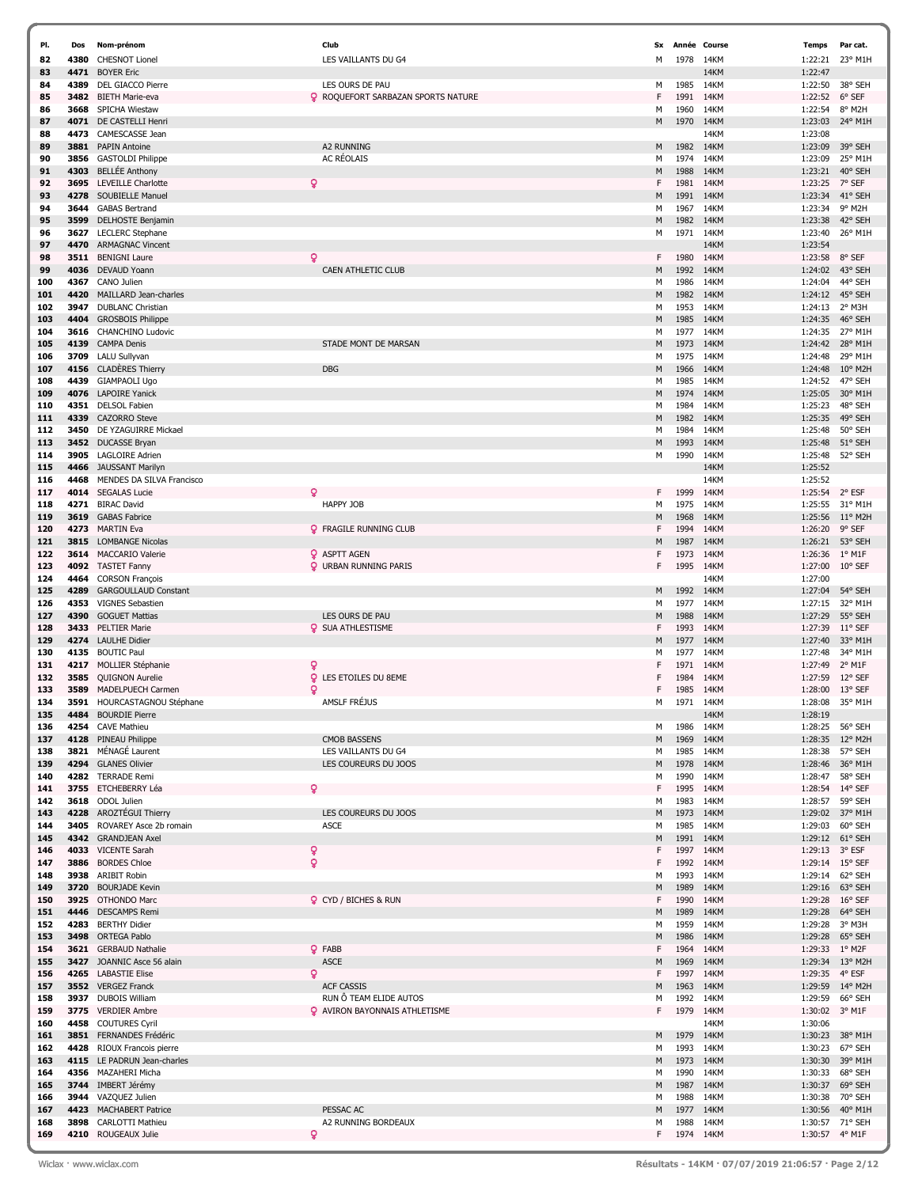| Pl. | Dos | Nom-prénom | Club | Sx | Année | Course | Temps | Par cat. |
|---|---|---|---|---|---|---|---|---|
| 82 | 4380 | CHESNOT Lionel | LES VAILLANTS DU G4 | M | 1978 | 14KM | 1:22:21 | 23° M1H |
| 83 | 4471 | BOYER Eric | | | | 14KM | 1:22:47 | |
| 84 | 4389 | DEL GIACCO Pierre | LES OURS DE PAU | M | 1985 | 14KM | 1:22:50 | 38° SEH |
| 85 | 3482 | BIETH Marie-eva | ROQUEFORT SARBAZAN SPORTS NATURE | F | 1991 | 14KM | 1:22:52 | 6° SEF |
| 86 | 3668 | SPICHA Wiestaw | | M | 1960 | 14KM | 1:22:54 | 8° M2H |
| 87 | 4071 | DE CASTELLI Henri | | M | 1970 | 14KM | 1:23:03 | 24° M1H |
| 88 | 4473 | CAMESCASSE Jean | | | | 14KM | 1:23:08 | |
| 89 | 3881 | PAPIN Antoine | A2 RUNNING | M | 1982 | 14KM | 1:23:09 | 39° SEH |
| 90 | 3856 | GASTOLDI Philippe | AC RÉOLAIS | M | 1974 | 14KM | 1:23:09 | 25° M1H |
| 91 | 4303 | BELLÉE Anthony | | M | 1988 | 14KM | 1:23:21 | 40° SEH |
| 92 | 3695 | LEVEILLE Charlotte | | F | 1981 | 14KM | 1:23:25 | 7° SEF |
| 93 | 4278 | SOUBIELLE Manuel | | M | 1991 | 14KM | 1:23:34 | 41° SEH |
| 94 | 3644 | GABAS Bertrand | | M | 1967 | 14KM | 1:23:34 | 9° M2H |
| 95 | 3599 | DELHOSTE Benjamin | | M | 1982 | 14KM | 1:23:38 | 42° SEH |
| 96 | 3627 | LECLERC Stephane | | M | 1971 | 14KM | 1:23:40 | 26° M1H |
| 97 | 4470 | ARMAGNAC Vincent | | | | 14KM | 1:23:54 | |
| 98 | 3511 | BENIGNI Laure | | F | 1980 | 14KM | 1:23:58 | 8° SEF |
| 99 | 4036 | DEVAUD Yoann | CAEN ATHLETIC CLUB | M | 1992 | 14KM | 1:24:02 | 43° SEH |
| 100 | 4367 | CANO Julien | | M | 1986 | 14KM | 1:24:04 | 44° SEH |
| 101 | 4420 | MAILLARD Jean-charles | | M | 1982 | 14KM | 1:24:12 | 45° SEH |
| 102 | 3947 | DUBLANC Christian | | M | 1953 | 14KM | 1:24:13 | 2° M3H |
| 103 | 4404 | GROSBOIS Philippe | | M | 1985 | 14KM | 1:24:35 | 46° SEH |
| 104 | 3616 | CHANCHINO Ludovic | | M | 1977 | 14KM | 1:24:35 | 27° M1H |
| 105 | 4139 | CAMPA Denis | STADE MONT DE MARSAN | M | 1973 | 14KM | 1:24:42 | 28° M1H |
| 106 | 3709 | LALU Sullyvan | | M | 1975 | 14KM | 1:24:48 | 29° M1H |
| 107 | 4156 | CLADÈRES Thierry | DBG | M | 1966 | 14KM | 1:24:48 | 10° M2H |
| 108 | 4439 | GIAMPAOLI Ugo | | M | 1985 | 14KM | 1:24:52 | 47° SEH |
| 109 | 4076 | LAPOIRE Yanick | | M | 1974 | 14KM | 1:25:05 | 30° M1H |
| 110 | 4351 | DELSOL Fabien | | M | 1984 | 14KM | 1:25:23 | 48° SEH |
| 111 | 4339 | CAZORRO Steve | | M | 1982 | 14KM | 1:25:35 | 49° SEH |
| 112 | 3450 | DE YZAGUIRRE Mickael | | M | 1984 | 14KM | 1:25:48 | 50° SEH |
| 113 | 3452 | DUCASSE Bryan | | M | 1993 | 14KM | 1:25:48 | 51° SEH |
| 114 | 3905 | LAGLOIRE Adrien | | M | 1990 | 14KM | 1:25:48 | 52° SEH |
| 115 | 4466 | JAUSSANT Marilyn | | | | 14KM | 1:25:52 | |
| 116 | 4468 | MENDES DA SILVA Francisco | | | | 14KM | 1:25:52 | |
| 117 | 4014 | SEGALAS Lucie | | F | 1999 | 14KM | 1:25:54 | 2° ESF |
| 118 | 4271 | BIRAC David | HAPPY JOB | M | 1975 | 14KM | 1:25:55 | 31° M1H |
| 119 | 3619 | GABAS Fabrice | | M | 1968 | 14KM | 1:25:56 | 11° M2H |
| 120 | 4273 | MARTIN Eva | FRAGILE RUNNING CLUB | F | 1994 | 14KM | 1:26:20 | 9° SEF |
| 121 | 3815 | LOMBANGE Nicolas | | M | 1987 | 14KM | 1:26:21 | 53° SEH |
| 122 | 3614 | MACCARIO Valerie | ASPTT AGEN | F | 1973 | 14KM | 1:26:36 | 1° M1F |
| 123 | 4092 | TASTET Fanny | URBAN RUNNING PARIS | F | 1995 | 14KM | 1:27:00 | 10° SEF |
| 124 | 4464 | CORSON François | | | | 14KM | 1:27:00 | |
| 125 | 4289 | GARGOULLAUD Constant | | M | 1992 | 14KM | 1:27:04 | 54° SEH |
| 126 | 4353 | VIGNES Sebastien | | M | 1977 | 14KM | 1:27:15 | 32° M1H |
| 127 | 4390 | GOGUET Mattias | LES OURS DE PAU | M | 1988 | 14KM | 1:27:29 | 55° SEH |
| 128 | 3433 | PELTIER Marie | SUA ATHLESTISME | F | 1993 | 14KM | 1:27:39 | 11° SEF |
| 129 | 4274 | LAULHE Didier | | M | 1977 | 14KM | 1:27:40 | 33° M1H |
| 130 | 4135 | BOUTIC Paul | | M | 1977 | 14KM | 1:27:48 | 34° M1H |
| 131 | 4217 | MOLLIER Stéphanie | | F | 1971 | 14KM | 1:27:49 | 2° M1F |
| 132 | 3585 | QUIGNON Aurelie | LES ETOILES DU 8EME | F | 1984 | 14KM | 1:27:59 | 12° SEF |
| 133 | 3589 | MADELPUECH Carmen | | F | 1985 | 14KM | 1:28:00 | 13° SEF |
| 134 | 3591 | HOURCASTAGNOU Stéphane | AMSLF FRÉJUS | M | 1971 | 14KM | 1:28:08 | 35° M1H |
| 135 | 4484 | BOURDIE Pierre | | | | 14KM | 1:28:19 | |
| 136 | 4254 | CAVE Mathieu | | M | 1986 | 14KM | 1:28:25 | 56° SEH |
| 137 | 4128 | PINEAU Philippe | CMOB BASSENS | M | 1969 | 14KM | 1:28:35 | 12° M2H |
| 138 | 3821 | MÉNAGÉ Laurent | LES VAILLANTS DU G4 | M | 1985 | 14KM | 1:28:38 | 57° SEH |
| 139 | 4294 | GLANES Olivier | LES COUREURS DU JOOS | M | 1978 | 14KM | 1:28:46 | 36° M1H |
| 140 | 4282 | TERRADE Remi | | M | 1990 | 14KM | 1:28:47 | 58° SEH |
| 141 | 3755 | ETCHEBERRY Léa | | F | 1995 | 14KM | 1:28:54 | 14° SEF |
| 142 | 3618 | ODOL Julien | | M | 1983 | 14KM | 1:28:57 | 59° SEH |
| 143 | 4228 | AROZTÉGUI Thierry | LES COUREURS DU JOOS | M | 1973 | 14KM | 1:29:02 | 37° M1H |
| 144 | 3405 | ROVAREY Asce 2b romain | ASCE | M | 1985 | 14KM | 1:29:03 | 60° SEH |
| 145 | 4342 | GRANDJEAN Axel | | M | 1991 | 14KM | 1:29:12 | 61° SEH |
| 146 | 4033 | VICENTE Sarah | | F | 1997 | 14KM | 1:29:13 | 3° ESF |
| 147 | 3886 | BORDES Chloe | | F | 1992 | 14KM | 1:29:14 | 15° SEF |
| 148 | 3938 | ARIBIT Robin | | M | 1993 | 14KM | 1:29:14 | 62° SEH |
| 149 | 3720 | BOURJADE Kevin | | M | 1989 | 14KM | 1:29:16 | 63° SEH |
| 150 | 3925 | OTHONDO Marc | CYD / BICHES & RUN | F | 1990 | 14KM | 1:29:28 | 16° SEF |
| 151 | 4446 | DESCAMPS Remi | | M | 1989 | 14KM | 1:29:28 | 64° SEH |
| 152 | 4283 | BERTHY Didier | | M | 1959 | 14KM | 1:29:28 | 3° M3H |
| 153 | 3498 | ORTEGA Pablo | | M | 1986 | 14KM | 1:29:28 | 65° SEH |
| 154 | 3621 | GERBAUD Nathalie | FABB | F | 1964 | 14KM | 1:29:33 | 1° M2F |
| 155 | 3427 | JOANNIC Asce 56 alain | ASCE | M | 1969 | 14KM | 1:29:34 | 13° M2H |
| 156 | 4265 | LABASTIE Elise | | F | 1997 | 14KM | 1:29:35 | 4° ESF |
| 157 | 3552 | VERGEZ Franck | ACF CASSIS | M | 1963 | 14KM | 1:29:59 | 14° M2H |
| 158 | 3937 | DUBOIS William | RUN Ô TEAM ELIDE AUTOS | M | 1992 | 14KM | 1:29:59 | 66° SEH |
| 159 | 3775 | VERDIER Ambre | AVIRON BAYONNAIS ATHLETISME | F | 1979 | 14KM | 1:30:02 | 3° M1F |
| 160 | 4458 | COUTURES Cyril | | | | 14KM | 1:30:06 | |
| 161 | 3851 | FERNANDES Frédéric | | M | 1979 | 14KM | 1:30:23 | 38° M1H |
| 162 | 4428 | RIOUX Francois pierre | | M | 1993 | 14KM | 1:30:23 | 67° SEH |
| 163 | 4115 | LE PADRUN Jean-charles | | M | 1973 | 14KM | 1:30:30 | 39° M1H |
| 164 | 4356 | MAZAHERI Micha | | M | 1990 | 14KM | 1:30:33 | 68° SEH |
| 165 | 3744 | IMBERT Jérémy | | M | 1987 | 14KM | 1:30:37 | 69° SEH |
| 166 | 3944 | VAZQUEZ Julien | | M | 1988 | 14KM | 1:30:38 | 70° SEH |
| 167 | 4423 | MACHABERT Patrice | PESSAC AC | M | 1977 | 14KM | 1:30:56 | 40° M1H |
| 168 | 3898 | CARLOTTI Mathieu | A2 RUNNING BORDEAUX | M | 1988 | 14KM | 1:30:57 | 71° SEH |
| 169 | 4210 | ROUGEAUX Julie | | F | 1974 | 14KM | 1:30:57 | 4° M1F |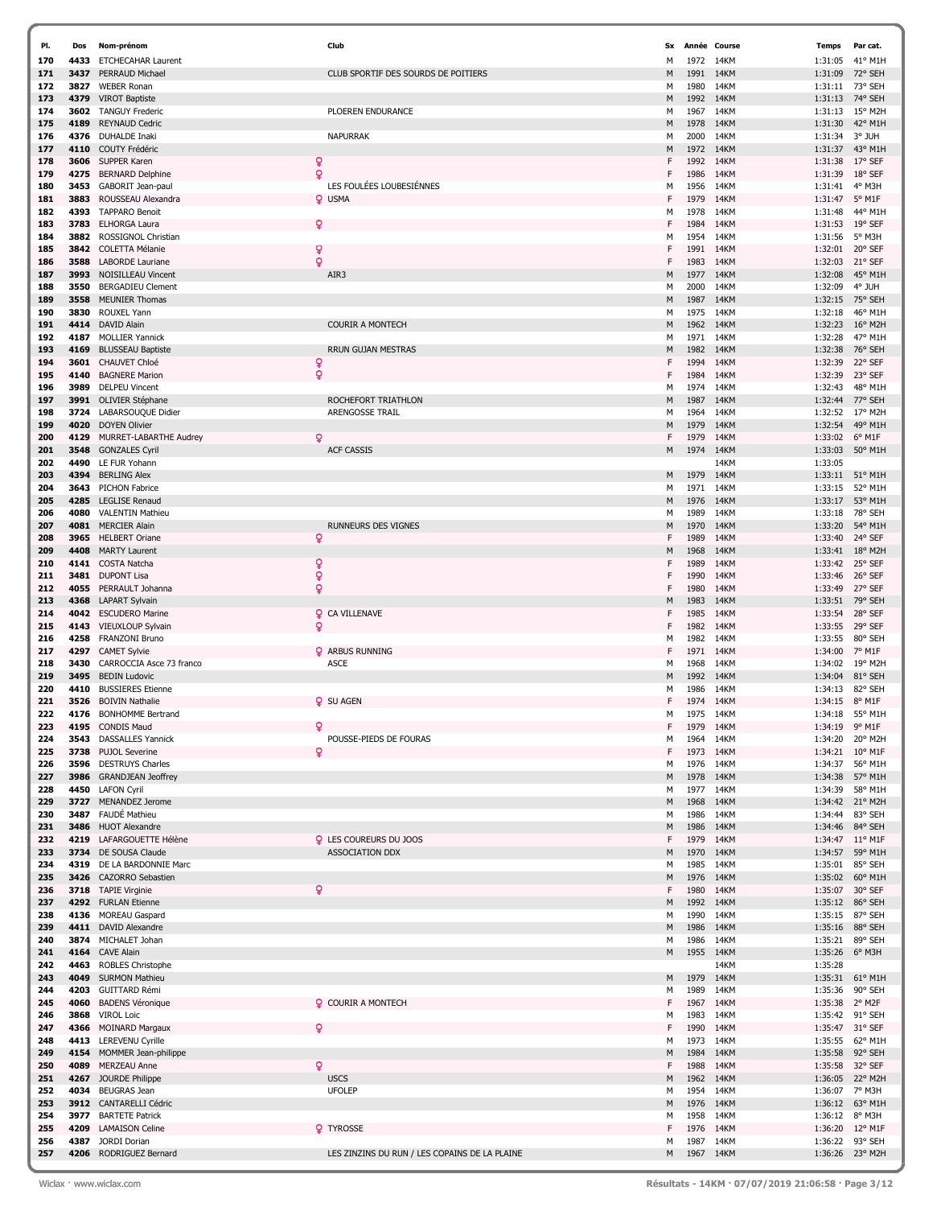| Pl. | Dos | Nom-prénom | | Club | Sx | Année | Course | Temps | Par cat. |
|---|---|---|---|---|---|---|---|---|---|
| 170 | 4433 | ETCHECAHAR Laurent | | | M | 1972 | 14KM | 1:31:05 | 41° M1H |
| 171 | 3437 | PERRAUD Michael | | CLUB SPORTIF DES SOURDS DE POITIERS | M | 1991 | 14KM | 1:31:09 | 72° SEH |
| 172 | 3827 | WEBER Ronan | | | M | 1980 | 14KM | 1:31:11 | 73° SEH |
| 173 | 4379 | VIROT Baptiste | | | M | 1992 | 14KM | 1:31:13 | 74° SEH |
| 174 | 3602 | TANGUY Frederic | | PLOEREN ENDURANCE | M | 1967 | 14KM | 1:31:13 | 15° M2H |
| 175 | 4189 | REYNAUD Cedric | | | M | 1978 | 14KM | 1:31:30 | 42° M1H |
| 176 | 4376 | DUHALDE Inaki | | NAPURRAK | M | 2000 | 14KM | 1:31:34 | 3° JUH |
| 177 | 4110 | COUTY Frédéric | | | M | 1972 | 14KM | 1:31:37 | 43° M1H |
| 178 | 3606 | SUPPER Karen | ♀ | | F | 1992 | 14KM | 1:31:38 | 17° SEF |
| 179 | 4275 | BERNARD Delphine | ♀ | | F | 1986 | 14KM | 1:31:39 | 18° SEF |
| 180 | 3453 | GABORIT Jean-paul | | LES FOULÉES LOUBESIÉNNES | M | 1956 | 14KM | 1:31:41 | 4° M3H |
| 181 | 3883 | ROUSSEAU Alexandra | ♀ | USMA | F | 1979 | 14KM | 1:31:47 | 5° M1F |
| 182 | 4393 | TAPPARO Benoit | | | M | 1978 | 14KM | 1:31:48 | 44° M1H |
| 183 | 3783 | ELHORGA Laura | ♀ | | F | 1984 | 14KM | 1:31:53 | 19° SEF |
| 184 | 3882 | ROSSIGNOL Christian | | | M | 1954 | 14KM | 1:31:56 | 5° M3H |
| 185 | 3842 | COLETTA Mélanie | ♀ | | F | 1991 | 14KM | 1:32:01 | 20° SEF |
| 186 | 3588 | LABORDE Lauriane | ♀ | | F | 1983 | 14KM | 1:32:03 | 21° SEF |
| 187 | 3993 | NOISILLEAU Vincent | | AIR3 | M | 1977 | 14KM | 1:32:08 | 45° M1H |
| 188 | 3550 | BERGADIEU Clement | | | M | 2000 | 14KM | 1:32:09 | 4° JUH |
| 189 | 3558 | MEUNIER Thomas | | | M | 1987 | 14KM | 1:32:15 | 75° SEH |
| 190 | 3830 | ROUXEL Yann | | | M | 1975 | 14KM | 1:32:18 | 46° M1H |
| 191 | 4414 | DAVID Alain | | COURIR A MONTECH | M | 1962 | 14KM | 1:32:23 | 16° M2H |
| 192 | 4187 | MOLLIER Yannick | | | M | 1971 | 14KM | 1:32:28 | 47° M1H |
| 193 | 4169 | BLUSSEAU Baptiste | | RRUN GUJAN MESTRAS | M | 1982 | 14KM | 1:32:38 | 76° SEH |
| 194 | 3601 | CHAUVET Chloé | ♀ | | F | 1994 | 14KM | 1:32:39 | 22° SEF |
| 195 | 4140 | BAGNERE Marion | ♀ | | F | 1984 | 14KM | 1:32:39 | 23° SEF |
| 196 | 3989 | DELPEU Vincent | | | M | 1974 | 14KM | 1:32:43 | 48° M1H |
| 197 | 3991 | OLIVIER Stéphane | | ROCHEFORT TRIATHLON | M | 1987 | 14KM | 1:32:44 | 77° SEH |
| 198 | 3724 | LABARSOUQUE Didier | | ARENGOSSE TRAIL | M | 1964 | 14KM | 1:32:52 | 17° M2H |
| 199 | 4020 | DOYEN Olivier | | | M | 1979 | 14KM | 1:32:54 | 49° M1H |
| 200 | 4129 | MURRET-LABARTHE Audrey | ♀ | | F | 1979 | 14KM | 1:33:02 | 6° M1F |
| 201 | 3548 | GONZALES Cyril | | ACF CASSIS | M | 1974 | 14KM | 1:33:03 | 50° M1H |
| 202 | 4490 | LE FUR Yohann | | | | | 14KM | 1:33:05 | |
| 203 | 4394 | BERLING Alex | | | M | 1979 | 14KM | 1:33:11 | 51° M1H |
| 204 | 3643 | PICHON Fabrice | | | M | 1971 | 14KM | 1:33:15 | 52° M1H |
| 205 | 4285 | LEGLISE Renaud | | | M | 1976 | 14KM | 1:33:17 | 53° M1H |
| 206 | 4080 | VALENTIN Mathieu | | | M | 1989 | 14KM | 1:33:18 | 78° SEH |
| 207 | 4081 | MERCIER Alain | | RUNNEURS DES VIGNES | M | 1970 | 14KM | 1:33:20 | 54° M1H |
| 208 | 3965 | HELBERT Oriane | ♀ | | F | 1989 | 14KM | 1:33:40 | 24° SEF |
| 209 | 4408 | MARTY Laurent | | | M | 1968 | 14KM | 1:33:41 | 18° M2H |
| 210 | 4141 | COSTA Natcha | ♀ | | F | 1989 | 14KM | 1:33:42 | 25° SEF |
| 211 | 3481 | DUPONT Lisa | ♀ | | F | 1990 | 14KM | 1:33:46 | 26° SEF |
| 212 | 4055 | PERRAULT Johanna | ♀ | | F | 1980 | 14KM | 1:33:49 | 27° SEF |
| 213 | 4368 | LAPART Sylvain | | | M | 1983 | 14KM | 1:33:51 | 79° SEH |
| 214 | 4042 | ESCUDERO Marine | ♀ | CA VILLENAVE | F | 1985 | 14KM | 1:33:54 | 28° SEF |
| 215 | 4143 | VIEUXLOUP Sylvain | ♀ | | F | 1982 | 14KM | 1:33:55 | 29° SEF |
| 216 | 4258 | FRANZONI Bruno | | | M | 1982 | 14KM | 1:33:55 | 80° SEH |
| 217 | 4297 | CAMET Sylvie | ♀ | ARBUS RUNNING | F | 1971 | 14KM | 1:34:00 | 7° M1F |
| 218 | 3430 | CARROCCIA Asce 73 franco | | ASCE | M | 1968 | 14KM | 1:34:02 | 19° M2H |
| 219 | 3495 | BEDIN Ludovic | | | M | 1992 | 14KM | 1:34:04 | 81° SEH |
| 220 | 4410 | BUSSIERES Etienne | | | M | 1986 | 14KM | 1:34:13 | 82° SEH |
| 221 | 3526 | BOIVIN Nathalie | ♀ | SU AGEN | F | 1974 | 14KM | 1:34:15 | 8° M1F |
| 222 | 4176 | BONHOMME Bertrand | | | M | 1975 | 14KM | 1:34:18 | 55° M1H |
| 223 | 4195 | CONDIS Maud | ♀ | | F | 1979 | 14KM | 1:34:19 | 9° M1F |
| 224 | 3543 | DASSALLES Yannick | | POUSSE-PIEDS DE FOURAS | M | 1964 | 14KM | 1:34:20 | 20° M2H |
| 225 | 3738 | PUJOL Severine | ♀ | | F | 1973 | 14KM | 1:34:21 | 10° M1F |
| 226 | 3596 | DESTRUYS Charles | | | M | 1976 | 14KM | 1:34:37 | 56° M1H |
| 227 | 3986 | GRANDJEAN Jeoffrey | | | M | 1978 | 14KM | 1:34:38 | 57° M1H |
| 228 | 4450 | LAFON Cyril | | | M | 1977 | 14KM | 1:34:39 | 58° M1H |
| 229 | 3727 | MENANDEZ Jerome | | | M | 1968 | 14KM | 1:34:42 | 21° M2H |
| 230 | 3487 | FAUDÉ Mathieu | | | M | 1986 | 14KM | 1:34:44 | 83° SEH |
| 231 | 3486 | HUOT Alexandre | | | M | 1986 | 14KM | 1:34:46 | 84° SEH |
| 232 | 4219 | LAFARGOUETTE Hélène | ♀ | LES COUREURS DU JOOS | F | 1979 | 14KM | 1:34:47 | 11° M1F |
| 233 | 3734 | DE SOUSA Claude | | ASSOCIATION DDX | M | 1970 | 14KM | 1:34:57 | 59° M1H |
| 234 | 4319 | DE LA BARDONNIE Marc | | | M | 1985 | 14KM | 1:35:01 | 85° SEH |
| 235 | 3426 | CAZORRO Sebastien | | | M | 1976 | 14KM | 1:35:02 | 60° M1H |
| 236 | 3718 | TAPIE Virginie | ♀ | | F | 1980 | 14KM | 1:35:07 | 30° SEF |
| 237 | 4292 | FURLAN Etienne | | | M | 1992 | 14KM | 1:35:12 | 86° SEH |
| 238 | 4136 | MOREAU Gaspard | | | M | 1990 | 14KM | 1:35:15 | 87° SEH |
| 239 | 4411 | DAVID Alexandre | | | M | 1986 | 14KM | 1:35:16 | 88° SEH |
| 240 | 3874 | MICHALET Johan | | | M | 1986 | 14KM | 1:35:21 | 89° SEH |
| 241 | 4164 | CAVE Alain | | | M | 1955 | 14KM | 1:35:26 | 6° M3H |
| 242 | 4463 | ROBLES Christophe | | | | | 14KM | 1:35:28 | |
| 243 | 4049 | SURMON Mathieu | | | M | 1979 | 14KM | 1:35:31 | 61° M1H |
| 244 | 4203 | GUITTARD Rémi | | | M | 1989 | 14KM | 1:35:36 | 90° SEH |
| 245 | 4060 | BADENS Véronique | ♀ | COURIR A MONTECH | F | 1967 | 14KM | 1:35:38 | 2° M2F |
| 246 | 3868 | VIROL Loic | | | M | 1983 | 14KM | 1:35:42 | 91° SEH |
| 247 | 4366 | MOINARD Margaux | ♀ | | F | 1990 | 14KM | 1:35:47 | 31° SEF |
| 248 | 4413 | LEREVENU Cyrille | | | M | 1973 | 14KM | 1:35:55 | 62° M1H |
| 249 | 4154 | MOMMER Jean-philippe | | | M | 1984 | 14KM | 1:35:58 | 92° SEH |
| 250 | 4089 | MERZEAU Anne | ♀ | | F | 1988 | 14KM | 1:35:58 | 32° SEF |
| 251 | 4267 | JOURDE Philippe | | USCS | M | 1962 | 14KM | 1:36:05 | 22° M2H |
| 252 | 4034 | BEUGRAS Jean | | UFOLEP | M | 1954 | 14KM | 1:36:07 | 7° M3H |
| 253 | 3912 | CANTARELLI Cédric | | | M | 1976 | 14KM | 1:36:12 | 63° M1H |
| 254 | 3977 | BARTETE Patrick | | | M | 1958 | 14KM | 1:36:12 | 8° M3H |
| 255 | 4209 | LAMAISON Celine | ♀ | TYROSSE | F | 1976 | 14KM | 1:36:20 | 12° M1F |
| 256 | 4387 | JORDI Dorian | | | M | 1987 | 14KM | 1:36:22 | 93° SEH |
| 257 | 4206 | RODRIGUEZ Bernard | | LES ZINZINS DU RUN / LES COPAINS DE LA PLAINE | M | 1967 | 14KM | 1:36:26 | 23° M2H |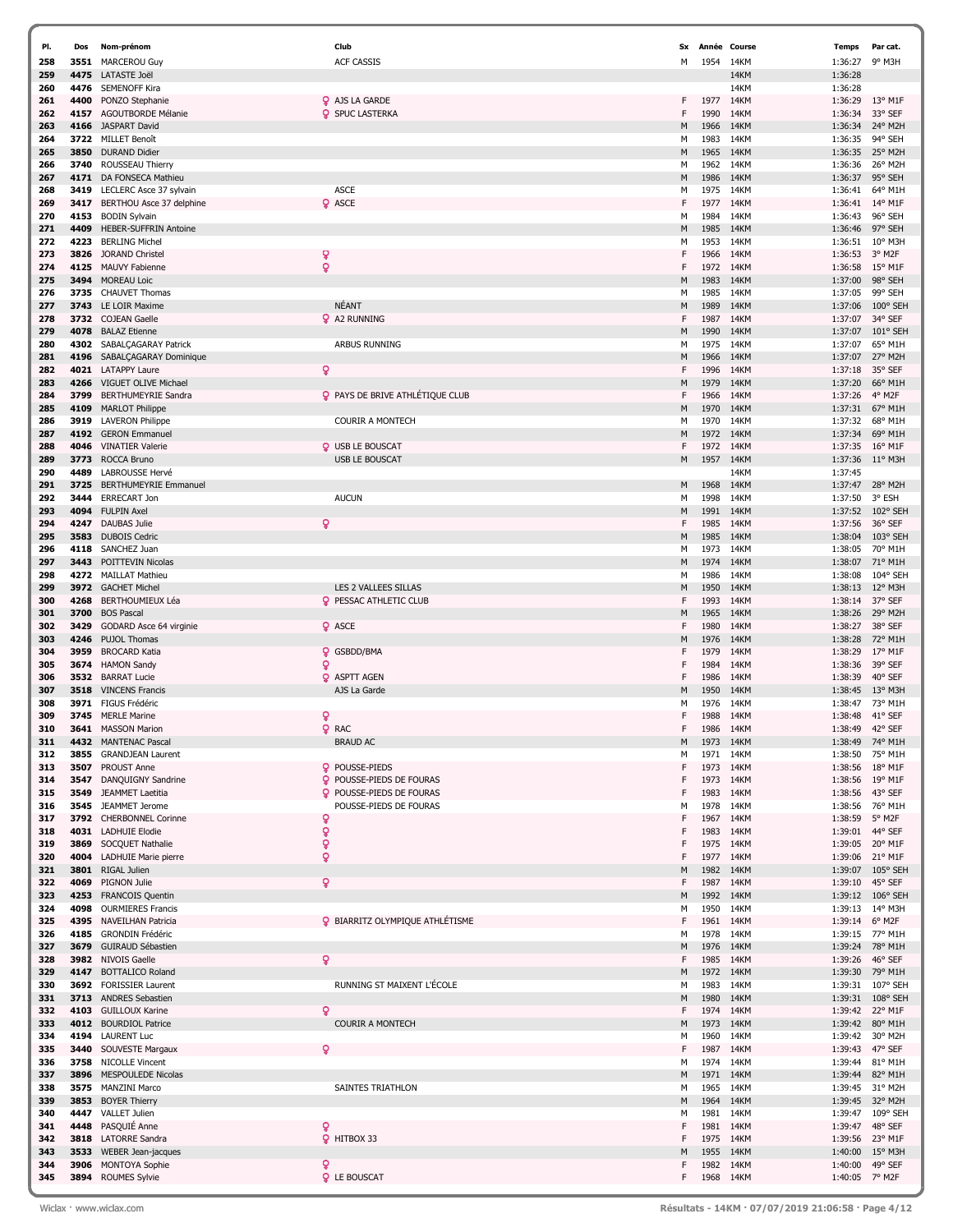| Pl. | Dos | Nom-prénom | Club | Sx | Année | Course | Temps | Par cat. |
|---|---|---|---|---|---|---|---|---|
| 258 | 3551 | MARCEROU Guy | ACF CASSIS | M | 1954 | 14KM | 1:36:27 | 9° M3H |
| 259 | 4475 | LATASTE Joël | | | | 14KM | 1:36:28 | |
| 260 | 4476 | SEMENOFF Kira | | | | 14KM | 1:36:28 | |
| 261 | 4400 | PONZO Stephanie | AJS LA GARDE | F | 1977 | 14KM | 1:36:29 | 13° M1F |
| 262 | 4157 | AGOUTBORDE Mélanie | SPUC LASTERKA | F | 1990 | 14KM | 1:36:34 | 33° SEF |
| 263 | 4166 | JASPART David | | M | 1966 | 14KM | 1:36:34 | 24° M2H |
| 264 | 3722 | MILLET Benoît | | M | 1983 | 14KM | 1:36:35 | 94° SEH |
| 265 | 3850 | DURAND Didier | | M | 1965 | 14KM | 1:36:35 | 25° M2H |
| 266 | 3740 | ROUSSEAU Thierry | | M | 1962 | 14KM | 1:36:36 | 26° M2H |
| 267 | 4171 | DA FONSECA Mathieu | | M | 1986 | 14KM | 1:36:37 | 95° SEH |
| 268 | 3419 | LECLERC Asce 37 sylvain | ASCE | M | 1975 | 14KM | 1:36:41 | 64° M1H |
| 269 | 3417 | BERTHOU Asce 37 delphine | ASCE | F | 1977 | 14KM | 1:36:41 | 14° M1F |
| 270 | 4153 | BODIN Sylvain | | M | 1984 | 14KM | 1:36:43 | 96° SEH |
| 271 | 4409 | HEBER-SUFFRIN Antoine | | M | 1985 | 14KM | 1:36:46 | 97° SEH |
| 272 | 4223 | BERLING Michel | | M | 1953 | 14KM | 1:36:51 | 10° M3H |
| 273 | 3826 | JORAND Christel | | F | 1966 | 14KM | 1:36:53 | 3° M2F |
| 274 | 4125 | MAUVY Fabienne | | F | 1972 | 14KM | 1:36:58 | 15° M1F |
| 275 | 3494 | MOREAU Loic | | M | 1983 | 14KM | 1:37:00 | 98° SEH |
| 276 | 3735 | CHAUVET Thomas | | M | 1985 | 14KM | 1:37:05 | 99° SEH |
| 277 | 3743 | LE LOIR Maxime | NÉANT | M | 1989 | 14KM | 1:37:06 | 100° SEH |
| 278 | 3732 | COJEAN Gaelle | A2 RUNNING | F | 1987 | 14KM | 1:37:07 | 34° SEF |
| 279 | 4078 | BALAZ Etienne | | M | 1990 | 14KM | 1:37:07 | 101° SEH |
| 280 | 4302 | SABALÇAGARAY Patrick | ARBUS RUNNING | M | 1975 | 14KM | 1:37:07 | 65° M1H |
| 281 | 4196 | SABALÇAGARAY Dominique | | M | 1966 | 14KM | 1:37:07 | 27° M2H |
| 282 | 4021 | LATAPPY Laure | | F | 1996 | 14KM | 1:37:18 | 35° SEF |
| 283 | 4266 | VIGUET OLIVE Michael | | M | 1979 | 14KM | 1:37:20 | 66° M1H |
| 284 | 3799 | BERTHUMEYRIE Sandra | PAYS DE BRIVE ATHLÉTIQUE CLUB | F | 1966 | 14KM | 1:37:26 | 4° M2F |
| 285 | 4109 | MARLOT Philippe | | M | 1970 | 14KM | 1:37:31 | 67° M1H |
| 286 | 3919 | LAVERON Philippe | COURIR A MONTECH | M | 1970 | 14KM | 1:37:32 | 68° M1H |
| 287 | 4192 | GERON Emmanuel | | M | 1972 | 14KM | 1:37:34 | 69° M1H |
| 288 | 4046 | VINATIER Valerie | USB LE BOUSCAT | F | 1972 | 14KM | 1:37:35 | 16° M1F |
| 289 | 3773 | ROCCA Bruno | USB LE BOUSCAT | M | 1957 | 14KM | 1:37:36 | 11° M3H |
| 290 | 4489 | LABROUSSE Hervé | | | | 14KM | 1:37:45 | |
| 291 | 3725 | BERTHUMEYRIE Emmanuel | | M | 1968 | 14KM | 1:37:47 | 28° M2H |
| 292 | 3444 | ERRECART Jon | AUCUN | M | 1998 | 14KM | 1:37:50 | 3° ESH |
| 293 | 4094 | FULPIN Axel | | M | 1991 | 14KM | 1:37:52 | 102° SEH |
| 294 | 4247 | DAUBAS Julie | | F | 1985 | 14KM | 1:37:56 | 36° SEF |
| 295 | 3583 | DUBOIS Cedric | | M | 1985 | 14KM | 1:38:04 | 103° SEH |
| 296 | 4118 | SANCHEZ Juan | | M | 1973 | 14KM | 1:38:05 | 70° M1H |
| 297 | 3443 | POITTEVIN Nicolas | | M | 1974 | 14KM | 1:38:07 | 71° M1H |
| 298 | 4272 | MAILLAT Mathieu | | M | 1986 | 14KM | 1:38:08 | 104° SEH |
| 299 | 3972 | GACHET Michel | LES 2 VALLEES SILLAS | M | 1950 | 14KM | 1:38:13 | 12° M3H |
| 300 | 4268 | BERTHOUMIEUX Léa | PESSAC ATHLETIC CLUB | F | 1993 | 14KM | 1:38:14 | 37° SEF |
| 301 | 3700 | BOS Pascal | | M | 1965 | 14KM | 1:38:26 | 29° M2H |
| 302 | 3429 | GODARD Asce 64 virginie | ASCE | F | 1980 | 14KM | 1:38:27 | 38° SEF |
| 303 | 4246 | PUJOL Thomas | | M | 1976 | 14KM | 1:38:28 | 72° M1H |
| 304 | 3959 | BROCARD Katia | GSBDD/BMA | F | 1979 | 14KM | 1:38:29 | 17° M1F |
| 305 | 3674 | HAMON Sandy | | F | 1984 | 14KM | 1:38:36 | 39° SEF |
| 306 | 3532 | BARRAT Lucie | ASPTT AGEN | F | 1986 | 14KM | 1:38:39 | 40° SEF |
| 307 | 3518 | VINCENS Francis | AJS La Garde | M | 1950 | 14KM | 1:38:45 | 13° M3H |
| 308 | 3971 | FIGUS Frédéric | | M | 1976 | 14KM | 1:38:47 | 73° M1H |
| 309 | 3745 | MERLE Marine | | F | 1988 | 14KM | 1:38:48 | 41° SEF |
| 310 | 3641 | MASSON Marion | RAC | F | 1986 | 14KM | 1:38:49 | 42° SEF |
| 311 | 4432 | MANTENAC Pascal | BRAUD AC | M | 1973 | 14KM | 1:38:49 | 74° M1H |
| 312 | 3855 | GRANDJEAN Laurent | | M | 1971 | 14KM | 1:38:50 | 75° M1H |
| 313 | 3507 | PROUST Anne | POUSSE-PIEDS | F | 1973 | 14KM | 1:38:56 | 18° M1F |
| 314 | 3547 | DANQUIGNY Sandrine | POUSSE-PIEDS DE FOURAS | F | 1973 | 14KM | 1:38:56 | 19° M1F |
| 315 | 3549 | JEAMMET Laetitia | POUSSE-PIEDS DE FOURAS | F | 1983 | 14KM | 1:38:56 | 43° SEF |
| 316 | 3545 | JEAMMET Jerome | POUSSE-PIEDS DE FOURAS | M | 1978 | 14KM | 1:38:56 | 76° M1H |
| 317 | 3792 | CHERBONNEL Corinne | | F | 1967 | 14KM | 1:38:59 | 5° M2F |
| 318 | 4031 | LADHUIE Elodie | | F | 1983 | 14KM | 1:39:01 | 44° SEF |
| 319 | 3869 | SOCQUET Nathalie | | F | 1975 | 14KM | 1:39:05 | 20° M1F |
| 320 | 4004 | LADHUIE Marie pierre | | F | 1977 | 14KM | 1:39:06 | 21° M1F |
| 321 | 3801 | RIGAL Julien | | M | 1982 | 14KM | 1:39:07 | 105° SEH |
| 322 | 4069 | PIGNON Julie | | F | 1987 | 14KM | 1:39:10 | 45° SEF |
| 323 | 4253 | FRANCOIS Quentin | | M | 1992 | 14KM | 1:39:12 | 106° SEH |
| 324 | 4098 | OURMIERES Francis | | M | 1950 | 14KM | 1:39:13 | 14° M3H |
| 325 | 4395 | NAVEILHAN Patricia | BIARRITZ OLYMPIQUE ATHLÉTISME | F | 1961 | 14KM | 1:39:14 | 6° M2F |
| 326 | 4185 | GRONDIN Frédéric | | M | 1978 | 14KM | 1:39:15 | 77° M1H |
| 327 | 3679 | GUIRAUD Sébastien | | M | 1976 | 14KM | 1:39:24 | 78° M1H |
| 328 | 3982 | NIVOIS Gaelle | | F | 1985 | 14KM | 1:39:26 | 46° SEF |
| 329 | 4147 | BOTTALICO Roland | | M | 1972 | 14KM | 1:39:30 | 79° M1H |
| 330 | 3692 | FORISSIER Laurent | RUNNING ST MAIXENT L'ÉCOLE | M | 1983 | 14KM | 1:39:31 | 107° SEH |
| 331 | 3713 | ANDRES Sebastien | | M | 1980 | 14KM | 1:39:31 | 108° SEH |
| 332 | 4103 | GUILLOUX Karine | | F | 1974 | 14KM | 1:39:42 | 22° M1F |
| 333 | 4012 | BOURDIOL Patrice | COURIR A MONTECH | M | 1973 | 14KM | 1:39:42 | 80° M1H |
| 334 | 4194 | LAURENT Luc | | M | 1960 | 14KM | 1:39:42 | 30° M2H |
| 335 | 3440 | SOUVESTE Margaux | | F | 1987 | 14KM | 1:39:43 | 47° SEF |
| 336 | 3758 | NICOLLE Vincent | | M | 1974 | 14KM | 1:39:44 | 81° M1H |
| 337 | 3896 | MESPOULEDE Nicolas | | M | 1971 | 14KM | 1:39:44 | 82° M1H |
| 338 | 3575 | MANZINI Marco | SAINTES TRIATHLON | M | 1965 | 14KM | 1:39:45 | 31° M2H |
| 339 | 3853 | BOYER Thierry | | M | 1964 | 14KM | 1:39:45 | 32° M2H |
| 340 | 4447 | VALLET Julien | | M | 1981 | 14KM | 1:39:47 | 109° SEH |
| 341 | 4448 | PASQUIÉ Anne | | F | 1981 | 14KM | 1:39:47 | 48° SEF |
| 342 | 3818 | LATORRE Sandra | HITBOX 33 | F | 1975 | 14KM | 1:39:56 | 23° M1F |
| 343 | 3533 | WEBER Jean-jacques | | M | 1955 | 14KM | 1:40:00 | 15° M3H |
| 344 | 3906 | MONTOYA Sophie | | F | 1982 | 14KM | 1:40:00 | 49° SEF |
| 345 | 3894 | ROUMES Sylvie | LE BOUSCAT | F | 1968 | 14KM | 1:40:05 | 7° M2F |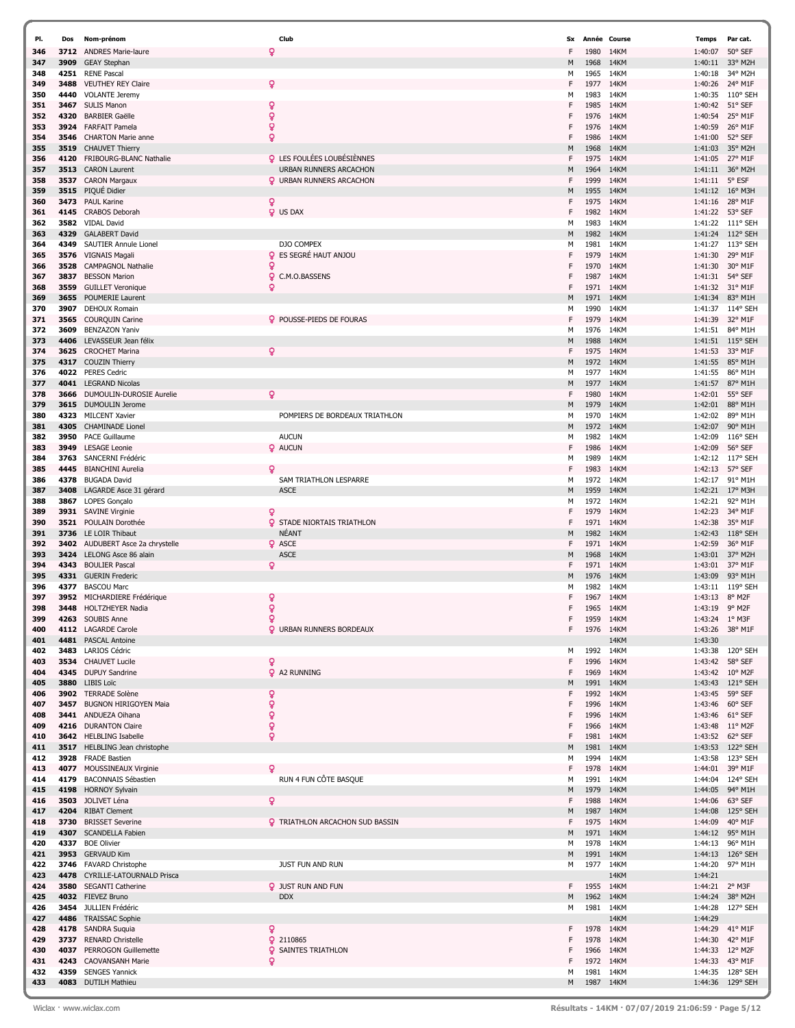| Pl. | Dos | Nom-prénom | Club | Sx | Année | Course | Temps | Par cat. |
|---|---|---|---|---|---|---|---|---|
| 346 | 3712 | ANDRES Marie-laure | ♀ | F | 1980 | 14KM | 1:40:07 | 50° SEF |
| 347 | 3909 | GEAY Stephan | | M | 1968 | 14KM | 1:40:11 | 33° M2H |
| 348 | 4251 | RENE Pascal | | M | 1965 | 14KM | 1:40:18 | 34° M2H |
| 349 | 3488 | VEUTHEY REY Claire | ♀ | F | 1977 | 14KM | 1:40:26 | 24° M1F |
| 350 | 4440 | VOLANTE Jeremy | | M | 1983 | 14KM | 1:40:35 | 110° SEH |
| 351 | 3467 | SULIS Manon | ♀ | F | 1985 | 14KM | 1:40:42 | 51° SEF |
| 352 | 4320 | BARBIER Gaëlle | ♀ | F | 1976 | 14KM | 1:40:54 | 25° M1F |
| 353 | 3924 | FARFAIT Pamela | ♀ | F | 1976 | 14KM | 1:40:59 | 26° M1F |
| 354 | 3546 | CHARTON Marie anne | ♀ | F | 1986 | 14KM | 1:41:00 | 52° SEF |
| 355 | 3519 | CHAUVET Thierry | | M | 1968 | 14KM | 1:41:03 | 35° M2H |
| 356 | 4120 | FRIBOURG-BLANC Nathalie | ♀ LES FOULÉES LOUBÉSIÈNNES | F | 1975 | 14KM | 1:41:05 | 27° M1F |
| 357 | 3513 | CARON Laurent | URBAN RUNNERS ARCACHON | M | 1964 | 14KM | 1:41:11 | 36° M2H |
| 358 | 3537 | CARON Margaux | ♀ URBAN RUNNERS ARCACHON | F | 1999 | 14KM | 1:41:11 | 5° ESF |
| 359 | 3515 | PIQUÉ Didier | | M | 1955 | 14KM | 1:41:12 | 16° M3H |
| 360 | 3473 | PAUL Karine | ♀ | F | 1975 | 14KM | 1:41:16 | 28° M1F |
| 361 | 4145 | CRABOS Deborah | ♀ US DAX | F | 1982 | 14KM | 1:41:22 | 53° SEF |
| 362 | 3582 | VIDAL David | | M | 1983 | 14KM | 1:41:22 | 111° SEH |
| 363 | 4329 | GALABERT David | | M | 1982 | 14KM | 1:41:24 | 112° SEH |
| 364 | 4349 | SAUTIER Annule Lionel | DJO COMPEX | M | 1981 | 14KM | 1:41:27 | 113° SEH |
| 365 | 3576 | VIGNAIS Magali | ♀ ES SEGRÉ HAUT ANJOU | F | 1979 | 14KM | 1:41:30 | 29° M1F |
| 366 | 3528 | CAMPAGNOL Nathalie | ♀ | F | 1970 | 14KM | 1:41:30 | 30° M1F |
| 367 | 3837 | BESSON Marion | ♀ C.M.O.BASSENS | F | 1987 | 14KM | 1:41:31 | 54° SEF |
| 368 | 3559 | GUILLET Veronique | ♀ | F | 1971 | 14KM | 1:41:32 | 31° M1F |
| 369 | 3655 | POUMERIE Laurent | | M | 1971 | 14KM | 1:41:34 | 83° M1H |
| 370 | 3907 | DEHOUX Romain | | M | 1990 | 14KM | 1:41:37 | 114° SEH |
| 371 | 3565 | COURQUIN Carine | ♀ POUSSE-PIEDS DE FOURAS | F | 1979 | 14KM | 1:41:39 | 32° M1F |
| 372 | 3609 | BENZAZON Yaniv | | M | 1976 | 14KM | 1:41:51 | 84° M1H |
| 373 | 4406 | LEVASSEUR Jean félix | | M | 1988 | 14KM | 1:41:51 | 115° SEH |
| 374 | 3625 | CROCHET Marina | ♀ | F | 1975 | 14KM | 1:41:53 | 33° M1F |
| 375 | 4317 | COUZIN Thierry | | M | 1972 | 14KM | 1:41:55 | 85° M1H |
| 376 | 4022 | PERES Cedric | | M | 1977 | 14KM | 1:41:55 | 86° M1H |
| 377 | 4041 | LEGRAND Nicolas | | M | 1977 | 14KM | 1:41:57 | 87° M1H |
| 378 | 3666 | DUMOULIN-DUROSIE Aurelie | ♀ | F | 1980 | 14KM | 1:42:01 | 55° SEF |
| 379 | 3615 | DUMOULIN Jerome | | M | 1979 | 14KM | 1:42:01 | 88° M1H |
| 380 | 4323 | MILCENT Xavier | POMPIERS DE BORDEAUX TRIATHLON | M | 1970 | 14KM | 1:42:02 | 89° M1H |
| 381 | 4305 | CHAMINADE Lionel | | M | 1972 | 14KM | 1:42:07 | 90° M1H |
| 382 | 3950 | PACE Guillaume | AUCUN | M | 1982 | 14KM | 1:42:09 | 116° SEH |
| 383 | 3949 | LESAGE Leonie | ♀ AUCUN | F | 1986 | 14KM | 1:42:09 | 56° SEF |
| 384 | 3763 | SANCERNI Frédéric | | M | 1989 | 14KM | 1:42:12 | 117° SEH |
| 385 | 4445 | BIANCHINI Aurelia | ♀ | F | 1983 | 14KM | 1:42:13 | 57° SEF |
| 386 | 4378 | BUGADA David | SAM TRIATHLON LESPARRE | M | 1972 | 14KM | 1:42:17 | 91° M1H |
| 387 | 3408 | LAGARDE Asce 31 gérard | ASCE | M | 1959 | 14KM | 1:42:21 | 17° M3H |
| 388 | 3867 | LOPES Gonçalo | | M | 1972 | 14KM | 1:42:21 | 92° M1H |
| 389 | 3931 | SAVINE Virginie | ♀ | F | 1979 | 14KM | 1:42:23 | 34° M1F |
| 390 | 3521 | POULAIN Dorothée | ♀ STADE NIORTAIS TRIATHLON | F | 1971 | 14KM | 1:42:38 | 35° M1F |
| 391 | 3736 | LE LOIR Thibaut | NÉANT | M | 1982 | 14KM | 1:42:43 | 118° SEH |
| 392 | 3402 | AUDUBERT Asce 2a chrystelle | ♀ ASCE | F | 1971 | 14KM | 1:42:59 | 36° M1F |
| 393 | 3424 | LELONG Asce 86 alain | ASCE | M | 1968 | 14KM | 1:43:01 | 37° M2H |
| 394 | 4343 | BOULIER Pascal | ♀ | F | 1971 | 14KM | 1:43:01 | 37° M1F |
| 395 | 4331 | GUERIN Frederic | | M | 1976 | 14KM | 1:43:09 | 93° M1H |
| 396 | 4377 | BASCOU Marc | | M | 1982 | 14KM | 1:43:11 | 119° SEH |
| 397 | 3952 | MICHARDIERE Frédérique | ♀ | F | 1967 | 14KM | 1:43:13 | 8° M2F |
| 398 | 3448 | HOLTZHEYER Nadia | ♀ | F | 1965 | 14KM | 1:43:19 | 9° M2F |
| 399 | 4263 | SOUBIS Anne | ♀ | F | 1959 | 14KM | 1:43:24 | 1° M3F |
| 400 | 4112 | LAGARDE Carole | ♀ URBAN RUNNERS BORDEAUX | F | 1976 | 14KM | 1:43:26 | 38° M1F |
| 401 | 4481 | PASCAL Antoine | | | | 14KM | 1:43:30 | |
| 402 | 3483 | LARIOS Cédric | | M | 1992 | 14KM | 1:43:38 | 120° SEH |
| 403 | 3534 | CHAUVET Lucile | ♀ | F | 1996 | 14KM | 1:43:42 | 58° SEF |
| 404 | 4345 | DUPUY Sandrine | ♀ A2 RUNNING | F | 1969 | 14KM | 1:43:42 | 10° M2F |
| 405 | 3880 | LIBIS Loïc | | M | 1991 | 14KM | 1:43:43 | 121° SEH |
| 406 | 3902 | TERRADE Solène | ♀ | F | 1992 | 14KM | 1:43:45 | 59° SEF |
| 407 | 3457 | BUGNON HIRIGOYEN Maia | ♀ | F | 1996 | 14KM | 1:43:46 | 60° SEF |
| 408 | 3441 | ANDUEZA Oihana | ♀ | F | 1996 | 14KM | 1:43:46 | 61° SEF |
| 409 | 4216 | DURANTON Claire | ♀ | F | 1966 | 14KM | 1:43:48 | 11° M2F |
| 410 | 3642 | HELBLING Isabelle | ♀ | F | 1981 | 14KM | 1:43:52 | 62° SEF |
| 411 | 3517 | HELBLING Jean christophe | | M | 1981 | 14KM | 1:43:53 | 122° SEH |
| 412 | 3928 | FRADE Bastien | | M | 1994 | 14KM | 1:43:58 | 123° SEH |
| 413 | 4077 | MOUSSINEAUX Virginie | ♀ | F | 1978 | 14KM | 1:44:01 | 39° M1F |
| 414 | 4179 | BACONNAIS Sébastien | RUN 4 FUN CÔTE BASQUE | M | 1991 | 14KM | 1:44:04 | 124° SEH |
| 415 | 4198 | HORNOY Sylvain | | M | 1979 | 14KM | 1:44:05 | 94° M1H |
| 416 | 3503 | JOLIVET Léna | ♀ | F | 1988 | 14KM | 1:44:06 | 63° SEF |
| 417 | 4204 | RIBAT Clement | | M | 1987 | 14KM | 1:44:08 | 125° SEH |
| 418 | 3730 | BRISSET Severine | ♀ TRIATHLON ARCACHON SUD BASSIN | F | 1975 | 14KM | 1:44:09 | 40° M1F |
| 419 | 4307 | SCANDELLA Fabien | | M | 1971 | 14KM | 1:44:12 | 95° M1H |
| 420 | 4337 | BOE Olivier | | M | 1978 | 14KM | 1:44:13 | 96° M1H |
| 421 | 3953 | GERVAUD Kim | | M | 1991 | 14KM | 1:44:13 | 126° SEH |
| 422 | 3746 | FAVARD Christophe | JUST FUN AND RUN | M | 1977 | 14KM | 1:44:20 | 97° M1H |
| 423 | 4478 | CYRILLE-LATOURNALD Prisca | | | | 14KM | 1:44:21 | |
| 424 | 3580 | SEGANTI Catherine | ♀ JUST RUN AND FUN | F | 1955 | 14KM | 1:44:21 | 2° M3F |
| 425 | 4032 | FIEVEZ Bruno | DDX | M | 1962 | 14KM | 1:44:24 | 38° M2H |
| 426 | 3454 | JULLIEN Frédéric | | M | 1981 | 14KM | 1:44:28 | 127° SEH |
| 427 | 4486 | TRAISSAC Sophie | | | | 14KM | 1:44:29 | |
| 428 | 4178 | SANDRA Suquia | ♀ | F | 1978 | 14KM | 1:44:29 | 41° M1F |
| 429 | 3737 | RENARD Christelle | ♀ 2110865 | F | 1978 | 14KM | 1:44:30 | 42° M1F |
| 430 | 4037 | PERROGON Guillemette | ♀ SAINTES TRIATHLON | F | 1966 | 14KM | 1:44:33 | 12° M2F |
| 431 | 4243 | CAOVANSANH Marie | ♀ | F | 1972 | 14KM | 1:44:33 | 43° M1F |
| 432 | 4359 | SENGES Yannick | | M | 1981 | 14KM | 1:44:35 | 128° SEH |
| 433 | 4083 | DUTILH Mathieu | | M | 1987 | 14KM | 1:44:36 | 129° SEH |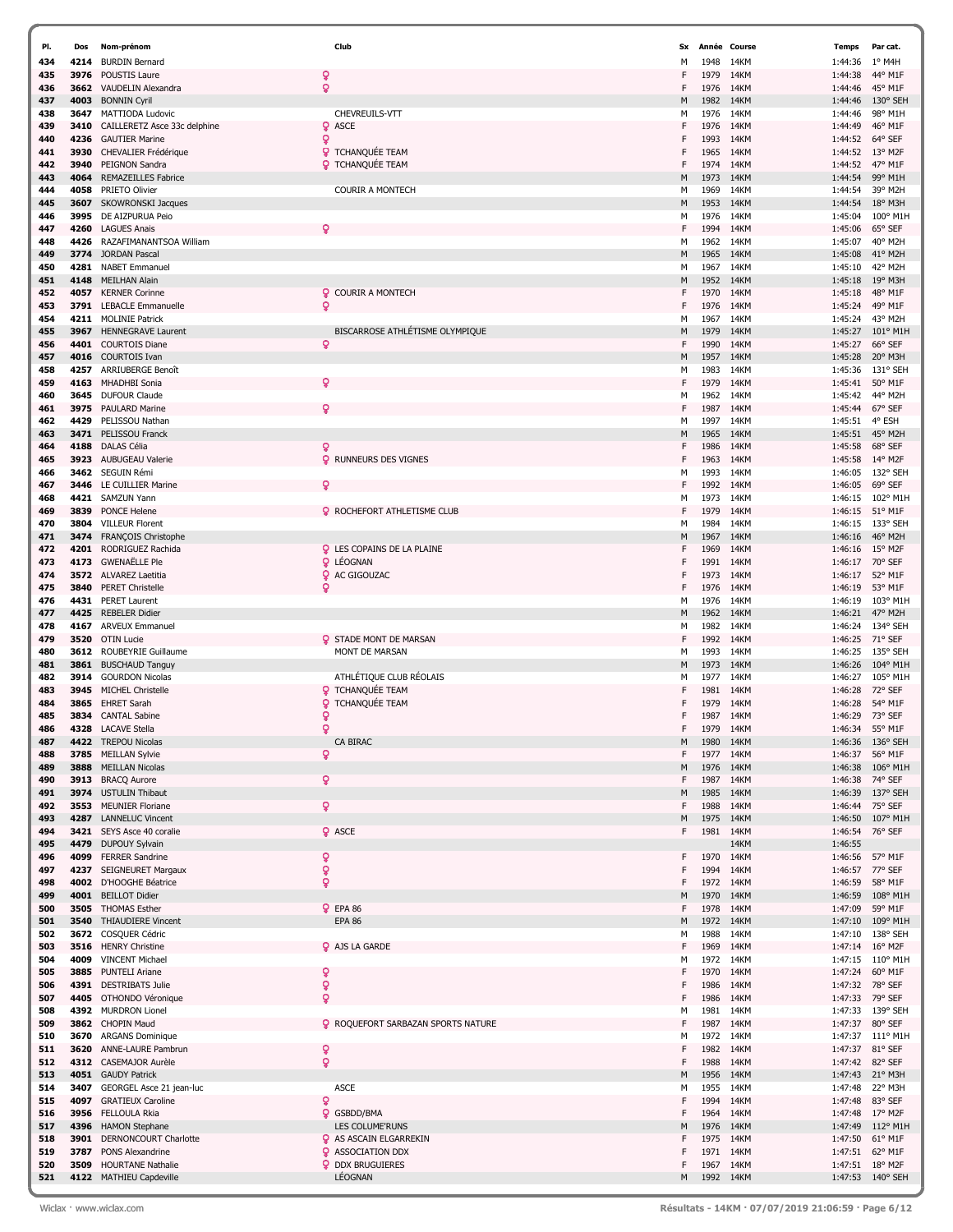| Pl. | Dos | Nom-prénom | Club | Sx | Année | Course | Temps | Par cat. |
|---|---|---|---|---|---|---|---|---|
| 434 | 4214 | BURDIN Bernard | | M | 1948 | 14KM | 1:44:36 | 1° M4H |
| 435 | 3976 | POUSTIS Laure | | F | 1979 | 14KM | 1:44:38 | 44° M1F |
| 436 | 3662 | VAUDELIN Alexandra | | F | 1976 | 14KM | 1:44:46 | 45° M1F |
| 437 | 4003 | BONNIN Cyril | | M | 1982 | 14KM | 1:44:46 | 130° SEH |
| 438 | 3647 | MATTIODA Ludovic | CHEVREUILS-VTT | M | 1976 | 14KM | 1:44:46 | 98° M1H |
| 439 | 3410 | CAILLERETZ Asce 33c delphine | ASCE | F | 1976 | 14KM | 1:44:49 | 46° M1F |
| 440 | 4236 | GAUTIER Marine | | F | 1993 | 14KM | 1:44:52 | 64° SEF |
| 441 | 3930 | CHEVALIER Frédérique | TCHANQUÉE TEAM | F | 1965 | 14KM | 1:44:52 | 13° M2F |
| 442 | 3940 | PEIGNON Sandra | TCHANQUÉE TEAM | F | 1974 | 14KM | 1:44:52 | 47° M1F |
| 443 | 4064 | REMAZEILLES Fabrice | | M | 1973 | 14KM | 1:44:54 | 99° M1H |
| 444 | 4058 | PRIETO Olivier | COURIR A MONTECH | M | 1969 | 14KM | 1:44:54 | 39° M2H |
| 445 | 3607 | SKOWRONSKI Jacques | | M | 1953 | 14KM | 1:44:54 | 18° M3H |
| 446 | 3995 | DE AIZPURUA Peio | | M | 1976 | 14KM | 1:45:04 | 100° M1H |
| 447 | 4260 | LAGUES Anais | | F | 1994 | 14KM | 1:45:06 | 65° SEF |
| 448 | 4426 | RAZAFIMANANTSOA William | | M | 1962 | 14KM | 1:45:07 | 40° M2H |
| 449 | 3774 | JORDAN Pascal | | M | 1965 | 14KM | 1:45:08 | 41° M2H |
| 450 | 4281 | NABET Emmanuel | | M | 1967 | 14KM | 1:45:10 | 42° M2H |
| 451 | 4148 | MEILHAN Alain | | M | 1952 | 14KM | 1:45:18 | 19° M3H |
| 452 | 4057 | KERNER Corinne | COURIR A MONTECH | F | 1970 | 14KM | 1:45:18 | 48° M1F |
| 453 | 3791 | LEBACLE Emmanuelle | | F | 1976 | 14KM | 1:45:24 | 49° M1F |
| 454 | 4211 | MOLINIE Patrick | | M | 1967 | 14KM | 1:45:24 | 43° M2H |
| 455 | 3967 | HENNEGRAVE Laurent | BISCARROSE ATHLÉTISME OLYMPIQUE | M | 1979 | 14KM | 1:45:27 | 101° M1H |
| 456 | 4401 | COURTOIS Diane | | F | 1990 | 14KM | 1:45:27 | 66° SEF |
| 457 | 4016 | COURTOIS Ivan | | M | 1957 | 14KM | 1:45:28 | 20° M3H |
| 458 | 4257 | ARRIUBERGE Benoît | | M | 1983 | 14KM | 1:45:36 | 131° SEH |
| 459 | 4163 | MHADHBI Sonia | | F | 1979 | 14KM | 1:45:41 | 50° M1F |
| 460 | 3645 | DUFOUR Claude | | M | 1962 | 14KM | 1:45:42 | 44° M2H |
| 461 | 3975 | PAULARD Marine | | F | 1987 | 14KM | 1:45:44 | 67° SEF |
| 462 | 4429 | PELISSOU Nathan | | M | 1997 | 14KM | 1:45:51 | 4° ESH |
| 463 | 3471 | PELISSOU Franck | | M | 1965 | 14KM | 1:45:51 | 45° M2H |
| 464 | 4188 | DALAS Célia | | F | 1986 | 14KM | 1:45:58 | 68° SEF |
| 465 | 3923 | AUBUGEAU Valerie | RUNNEURS DES VIGNES | F | 1963 | 14KM | 1:45:58 | 14° M2F |
| 466 | 3462 | SEGUIN Rémi | | M | 1993 | 14KM | 1:46:05 | 132° SEH |
| 467 | 3446 | LE CUILLIER Marine | | F | 1992 | 14KM | 1:46:05 | 69° SEF |
| 468 | 4421 | SAMZUN Yann | | M | 1973 | 14KM | 1:46:15 | 102° M1H |
| 469 | 3839 | PONCE Helene | ROCHEFORT ATHLETISME CLUB | F | 1979 | 14KM | 1:46:15 | 51° M1F |
| 470 | 3804 | VILLEUR Florent | | M | 1984 | 14KM | 1:46:15 | 133° SEH |
| 471 | 3474 | FRANÇOIS Christophe | | M | 1967 | 14KM | 1:46:16 | 46° M2H |
| 472 | 4201 | RODRIGUEZ Rachida | LES COPAINS DE LA PLAINE | F | 1969 | 14KM | 1:46:16 | 15° M2F |
| 473 | 4173 | GWENAËLLE Ple | LÉOGNAN | F | 1991 | 14KM | 1:46:17 | 70° SEF |
| 474 | 3572 | ALVAREZ Laetitia | AC GIGOUZAC | F | 1973 | 14KM | 1:46:17 | 52° M1F |
| 475 | 3840 | PERET Christelle | | F | 1976 | 14KM | 1:46:19 | 53° M1F |
| 476 | 4431 | PERET Laurent | | M | 1976 | 14KM | 1:46:19 | 103° M1H |
| 477 | 4425 | REBELER Didier | | M | 1962 | 14KM | 1:46:21 | 47° M2H |
| 478 | 4167 | ARVEUX Emmanuel | | M | 1982 | 14KM | 1:46:24 | 134° SEH |
| 479 | 3520 | OTIN Lucie | STADE MONT DE MARSAN | F | 1992 | 14KM | 1:46:25 | 71° SEF |
| 480 | 3612 | ROUBEYRIE Guillaume | MONT DE MARSAN | M | 1993 | 14KM | 1:46:25 | 135° SEH |
| 481 | 3861 | BUSCHAUD Tanguy | | M | 1973 | 14KM | 1:46:26 | 104° M1H |
| 482 | 3914 | GOURDON Nicolas | ATHLÉTIQUE CLUB RÉOLAIS | M | 1977 | 14KM | 1:46:27 | 105° M1H |
| 483 | 3945 | MICHEL Christelle | TCHANQUÉE TEAM | F | 1981 | 14KM | 1:46:28 | 72° SEF |
| 484 | 3865 | EHRET Sarah | TCHANQUÉE TEAM | F | 1979 | 14KM | 1:46:28 | 54° M1F |
| 485 | 3834 | CANTAL Sabine | | F | 1987 | 14KM | 1:46:29 | 73° SEF |
| 486 | 4328 | LACAVE Stella | | F | 1979 | 14KM | 1:46:34 | 55° M1F |
| 487 | 4422 | TREPOU Nicolas | CA BIRAC | M | 1980 | 14KM | 1:46:36 | 136° SEH |
| 488 | 3785 | MEILLAN Sylvie | | F | 1977 | 14KM | 1:46:37 | 56° M1F |
| 489 | 3888 | MEILLAN Nicolas | | M | 1976 | 14KM | 1:46:38 | 106° M1H |
| 490 | 3913 | BRACQ Aurore | | F | 1987 | 14KM | 1:46:38 | 74° SEF |
| 491 | 3974 | USTULIN Thibaut | | M | 1985 | 14KM | 1:46:39 | 137° SEH |
| 492 | 3553 | MEUNIER Floriane | | F | 1988 | 14KM | 1:46:44 | 75° SEF |
| 493 | 4287 | LANNELUC Vincent | | M | 1975 | 14KM | 1:46:50 | 107° M1H |
| 494 | 3421 | SEYS Asce 40 coralie | ASCE | F | 1981 | 14KM | 1:46:54 | 76° SEF |
| 495 | 4479 | DUPOUY Sylvain | | | | 14KM | 1:46:55 | |
| 496 | 4099 | FERRER Sandrine | | F | 1970 | 14KM | 1:46:56 | 57° M1F |
| 497 | 4237 | SEIGNEURET Margaux | | F | 1994 | 14KM | 1:46:57 | 77° SEF |
| 498 | 4002 | D'HOOGHE Béatrice | | F | 1972 | 14KM | 1:46:59 | 58° M1F |
| 499 | 4001 | BEILLOT Didier | | M | 1970 | 14KM | 1:46:59 | 108° M1H |
| 500 | 3505 | THOMAS Esther | EPA 86 | F | 1978 | 14KM | 1:47:09 | 59° M1F |
| 501 | 3540 | THIAUDIERE Vincent | EPA 86 | M | 1972 | 14KM | 1:47:10 | 109° M1H |
| 502 | 3672 | COSQUER Cédric | | M | 1988 | 14KM | 1:47:10 | 138° SEH |
| 503 | 3516 | HENRY Christine | AJS LA GARDE | F | 1969 | 14KM | 1:47:14 | 16° M2F |
| 504 | 4009 | VINCENT Michael | | M | 1972 | 14KM | 1:47:15 | 110° M1H |
| 505 | 3885 | PUNTELI Ariane | | F | 1970 | 14KM | 1:47:24 | 60° M1F |
| 506 | 4391 | DESTRIBATS Julie | | F | 1986 | 14KM | 1:47:32 | 78° SEF |
| 507 | 4405 | OTHONDO Véronique | | F | 1986 | 14KM | 1:47:33 | 79° SEF |
| 508 | 4392 | MURDRON Lionel | | M | 1981 | 14KM | 1:47:33 | 139° SEH |
| 509 | 3862 | CHOPIN Maud | ROQUEFORT SARBAZAN SPORTS NATURE | F | 1987 | 14KM | 1:47:37 | 80° SEF |
| 510 | 3670 | ARGANS Dominique | | M | 1972 | 14KM | 1:47:37 | 111° M1H |
| 511 | 3620 | ANNE-LAURE Pambrun | | F | 1982 | 14KM | 1:47:37 | 81° SEF |
| 512 | 4312 | CASEMAJOR Aurèle | | F | 1988 | 14KM | 1:47:42 | 82° SEF |
| 513 | 4051 | GAUDY Patrick | | M | 1956 | 14KM | 1:47:43 | 21° M3H |
| 514 | 3407 | GEORGEL Asce 21 jean-luc | ASCE | M | 1955 | 14KM | 1:47:48 | 22° M3H |
| 515 | 4097 | GRATIEUX Caroline | | F | 1994 | 14KM | 1:47:48 | 83° SEF |
| 516 | 3956 | FELLOULA Rkia | GSBDD/BMA | F | 1964 | 14KM | 1:47:48 | 17° M2F |
| 517 | 4396 | HAMON Stephane | LES COLUME'RUNS | M | 1976 | 14KM | 1:47:49 | 112° M1H |
| 518 | 3901 | DERNONCOURT Charlotte | AS ASCAIN ELGARREKIN | F | 1975 | 14KM | 1:47:50 | 61° M1F |
| 519 | 3787 | PONS Alexandrine | ASSOCIATION DDX | F | 1971 | 14KM | 1:47:51 | 62° M1F |
| 520 | 3509 | HOURTANE Nathalie | DDX BRUGUIERES | F | 1967 | 14KM | 1:47:51 | 18° M2F |
| 521 | 4122 | MATHIEU Capdeville | LÉOGNAN | M | 1992 | 14KM | 1:47:53 | 140° SEH |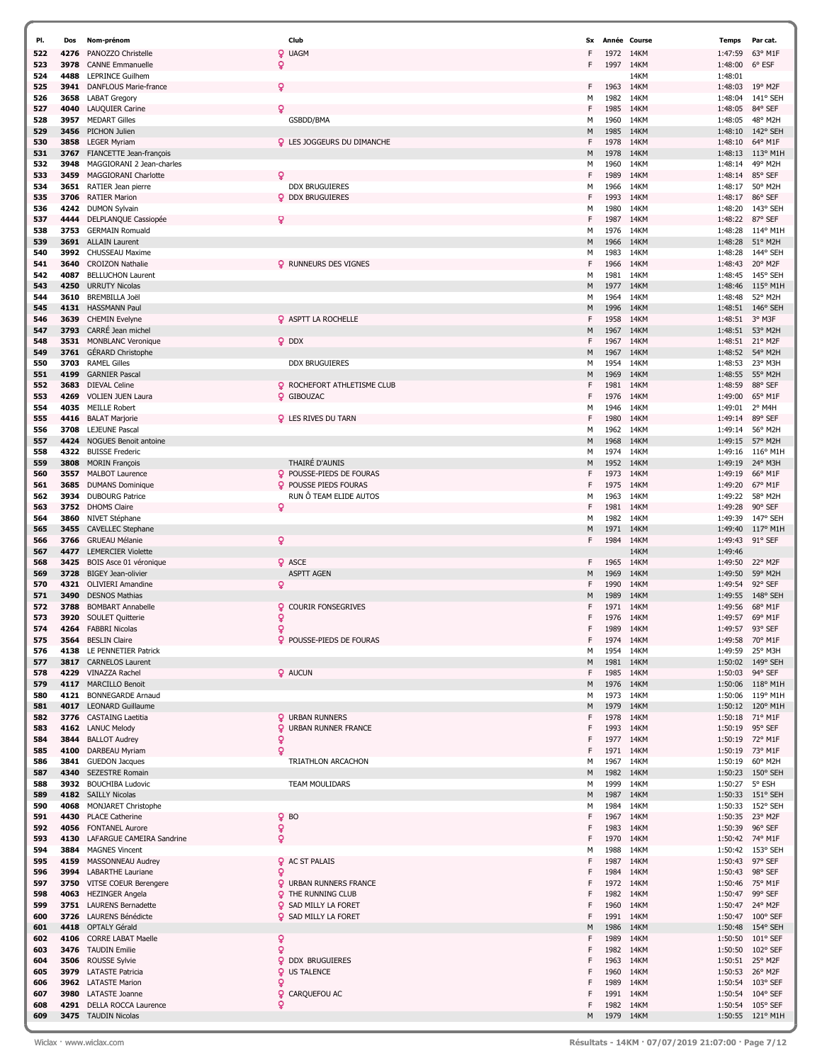| Pl. | Dos | Nom-prénom | Club | Sx | Année | Course | Temps | Par cat. |
|---|---|---|---|---|---|---|---|---|
| 522 | 4276 | PANOZZO Christelle | UAGM | F | 1972 | 14KM | 1:47:59 | 63° M1F |
| 523 | 3978 | CANNE Emmanuelle | | F | 1997 | 14KM | 1:48:00 | 6° ESF |
| 524 | 4488 | LEPRINCE Guilhem | | | | 14KM | 1:48:01 | |
| 525 | 3941 | DANFLOUS Marie-france | | F | 1963 | 14KM | 1:48:03 | 19° M2F |
| 526 | 3658 | LABAT Gregory | | M | 1982 | 14KM | 1:48:04 | 141° SEH |
| 527 | 4040 | LAUQUIER Carine | | F | 1985 | 14KM | 1:48:05 | 84° SEF |
| 528 | 3957 | MEDART Gilles | GSBDD/BMA | M | 1960 | 14KM | 1:48:05 | 48° M2H |
| 529 | 3456 | PICHON Julien | | M | 1985 | 14KM | 1:48:10 | 142° SEH |
| 530 | 3858 | LEGER Myriam | LES JOGGEURS DU DIMANCHE | F | 1978 | 14KM | 1:48:10 | 64° M1F |
| 531 | 3767 | FIANCETTE Jean-françois | | M | 1978 | 14KM | 1:48:13 | 113° M1H |
| 532 | 3948 | MAGGIORANI 2 Jean-charles | | M | 1960 | 14KM | 1:48:14 | 49° M2H |
| 533 | 3459 | MAGGIORANI Charlotte | | F | 1989 | 14KM | 1:48:14 | 85° SEF |
| 534 | 3651 | RATIER Jean pierre | DDX BRUGUIERES | M | 1966 | 14KM | 1:48:17 | 50° M2H |
| 535 | 3706 | RATIER Marion | DDX BRUGUIERES | F | 1993 | 14KM | 1:48:17 | 86° SEF |
| 536 | 4242 | DUMON Sylvain | | M | 1980 | 14KM | 1:48:20 | 143° SEH |
| 537 | 4444 | DELPLANQUE Cassiopée | | F | 1987 | 14KM | 1:48:22 | 87° SEF |
| 538 | 3753 | GERMAIN Romuald | | M | 1976 | 14KM | 1:48:28 | 114° M1H |
| 539 | 3691 | ALLAIN Laurent | | M | 1966 | 14KM | 1:48:28 | 51° M2H |
| 540 | 3992 | CHUSSEAU Maxime | | M | 1983 | 14KM | 1:48:28 | 144° SEH |
| 541 | 3640 | CROIZON Nathalie | RUNNEURS DES VIGNES | F | 1966 | 14KM | 1:48:43 | 20° M2F |
| 542 | 4087 | BELLUCHON Laurent | | M | 1981 | 14KM | 1:48:45 | 145° SEH |
| 543 | 4250 | URRUTY Nicolas | | M | 1977 | 14KM | 1:48:46 | 115° M1H |
| 544 | 3610 | BREMBILLA Joël | | M | 1964 | 14KM | 1:48:48 | 52° M2H |
| 545 | 4131 | HASSMANN Paul | | M | 1996 | 14KM | 1:48:51 | 146° SEH |
| 546 | 3639 | CHEMIN Evelyne | ASPTT LA ROCHELLE | F | 1958 | 14KM | 1:48:51 | 3° M3F |
| 547 | 3793 | CARRÉ Jean michel | | M | 1967 | 14KM | 1:48:51 | 53° M2H |
| 548 | 3531 | MONBLANC Veronique | DDX | F | 1967 | 14KM | 1:48:51 | 21° M2F |
| 549 | 3761 | GÉRARD Christophe | | M | 1967 | 14KM | 1:48:52 | 54° M2H |
| 550 | 3703 | RAMEL Gilles | DDX BRUGUIERES | M | 1954 | 14KM | 1:48:53 | 23° M3H |
| 551 | 4199 | GARNIER Pascal | | M | 1969 | 14KM | 1:48:55 | 55° M2H |
| 552 | 3683 | DIEVAL Celine | ROCHEFORT ATHLETISME CLUB | F | 1981 | 14KM | 1:48:59 | 88° SEF |
| 553 | 4269 | VOLIEN JUEN Laura | GIBOUZAC | F | 1976 | 14KM | 1:49:00 | 65° M1F |
| 554 | 4035 | MEILLE Robert | | M | 1946 | 14KM | 1:49:01 | 2° M4H |
| 555 | 4416 | BALAT Marjorie | LES RIVES DU TARN | F | 1980 | 14KM | 1:49:14 | 89° SEF |
| 556 | 3708 | LEJEUNE Pascal | | M | 1962 | 14KM | 1:49:14 | 56° M2H |
| 557 | 4424 | NOGUES Benoit antoine | | M | 1968 | 14KM | 1:49:15 | 57° M2H |
| 558 | 4322 | BUISSE Frederic | | M | 1974 | 14KM | 1:49:16 | 116° M1H |
| 559 | 3808 | MORIN François | THAIRÉ D'AUNIS | M | 1952 | 14KM | 1:49:19 | 24° M3H |
| 560 | 3557 | MALBOT Laurence | POUSSE-PIEDS DE FOURAS | F | 1973 | 14KM | 1:49:19 | 66° M1F |
| 561 | 3685 | DUMANS Dominique | POUSSE PIEDS FOURAS | F | 1975 | 14KM | 1:49:20 | 67° M1F |
| 562 | 3934 | DUBOURG Patrice | RUN Ô TEAM ELIDE AUTOS | M | 1963 | 14KM | 1:49:22 | 58° M2H |
| 563 | 3752 | DHOMS Claire | | F | 1981 | 14KM | 1:49:28 | 90° SEF |
| 564 | 3860 | NIVET Stéphane | | M | 1982 | 14KM | 1:49:39 | 147° SEH |
| 565 | 3455 | CAVELLEC Stephane | | M | 1971 | 14KM | 1:49:40 | 117° M1H |
| 566 | 3766 | GRUEAU Mélanie | | F | 1984 | 14KM | 1:49:43 | 91° SEF |
| 567 | 4477 | LEMERCIER Violette | | | | 14KM | 1:49:46 | |
| 568 | 3425 | BOIS Asce 01 véronique | ASCE | F | 1965 | 14KM | 1:49:50 | 22° M2F |
| 569 | 3728 | BIGEY Jean-olivier | ASPTT AGEN | M | 1969 | 14KM | 1:49:50 | 59° M2H |
| 570 | 4321 | OLIVIERI Amandine | | F | 1990 | 14KM | 1:49:54 | 92° SEF |
| 571 | 3490 | DESNOS Mathias | | M | 1989 | 14KM | 1:49:55 | 148° SEH |
| 572 | 3788 | BOMBART Annabelle | COURIR FONSEGRIVES | F | 1971 | 14KM | 1:49:56 | 68° M1F |
| 573 | 3920 | SOULET Quitterie | | F | 1976 | 14KM | 1:49:57 | 69° M1F |
| 574 | 4264 | FABBRI Nicolas | | F | 1989 | 14KM | 1:49:57 | 93° SEF |
| 575 | 3564 | BESLIN Claire | POUSSE-PIEDS DE FOURAS | F | 1974 | 14KM | 1:49:58 | 70° M1F |
| 576 | 4138 | LE PENNETIER Patrick | | M | 1954 | 14KM | 1:49:59 | 25° M3H |
| 577 | 3817 | CARNELOS Laurent | | M | 1981 | 14KM | 1:50:02 | 149° SEH |
| 578 | 4229 | VINAZZA Rachel | AUCUN | F | 1985 | 14KM | 1:50:03 | 94° SEF |
| 579 | 4117 | MARCILLO Benoit | | M | 1976 | 14KM | 1:50:06 | 118° M1H |
| 580 | 4121 | BONNEGARDE Arnaud | | M | 1973 | 14KM | 1:50:06 | 119° M1H |
| 581 | 4017 | LEONARD Guillaume | | M | 1979 | 14KM | 1:50:12 | 120° M1H |
| 582 | 3776 | CASTAING Laetitia | URBAN RUNNERS | F | 1978 | 14KM | 1:50:18 | 71° M1F |
| 583 | 4162 | LANUC Melody | URBAN RUNNER FRANCE | F | 1993 | 14KM | 1:50:19 | 95° SEF |
| 584 | 3844 | BALLOT Audrey | | F | 1977 | 14KM | 1:50:19 | 72° M1F |
| 585 | 4100 | DARBEAU Myriam | | F | 1971 | 14KM | 1:50:19 | 73° M1F |
| 586 | 3841 | GUEDON Jacques | TRIATHLON ARCACHON | M | 1967 | 14KM | 1:50:19 | 60° M2H |
| 587 | 4340 | SEZESTRE Romain | | M | 1982 | 14KM | 1:50:23 | 150° SEH |
| 588 | 3932 | BOUCHIBA Ludovic | TEAM MOULIDARS | M | 1999 | 14KM | 1:50:27 | 5° ESH |
| 589 | 4182 | SAILLY Nicolas | | M | 1987 | 14KM | 1:50:33 | 151° SEH |
| 590 | 4068 | MONJARET Christophe | | M | 1984 | 14KM | 1:50:33 | 152° SEH |
| 591 | 4430 | PLACE Catherine | BO | F | 1967 | 14KM | 1:50:35 | 23° M2F |
| 592 | 4056 | FONTANEL Aurore | | F | 1983 | 14KM | 1:50:39 | 96° SEF |
| 593 | 4130 | LAFARGUE CAMEIRA Sandrine | | F | 1970 | 14KM | 1:50:42 | 74° M1F |
| 594 | 3884 | MAGNES Vincent | | M | 1988 | 14KM | 1:50:42 | 153° SEH |
| 595 | 4159 | MASSONNEAU Audrey | AC ST PALAIS | F | 1987 | 14KM | 1:50:43 | 97° SEF |
| 596 | 3994 | LABARTHE Lauriane | | F | 1984 | 14KM | 1:50:43 | 98° SEF |
| 597 | 3750 | VITSE COEUR Berengere | URBAN RUNNERS FRANCE | F | 1972 | 14KM | 1:50:46 | 75° M1F |
| 598 | 4063 | HEZINGER Angela | THE RUNNING CLUB | F | 1982 | 14KM | 1:50:47 | 99° SEF |
| 599 | 3751 | LAURENS Bernadette | SAD MILLY LA FORET | F | 1960 | 14KM | 1:50:47 | 24° M2F |
| 600 | 3726 | LAURENS Bénédicte | SAD MILLY LA FORET | F | 1991 | 14KM | 1:50:47 | 100° SEF |
| 601 | 4418 | OPTALY Gérald | | M | 1986 | 14KM | 1:50:48 | 154° SEH |
| 602 | 4106 | CORRE LABAT Maelle | | F | 1989 | 14KM | 1:50:50 | 101° SEF |
| 603 | 3476 | TAUDIN Emilie | | F | 1982 | 14KM | 1:50:50 | 102° SEF |
| 604 | 3506 | ROUSSE Sylvie | DDX BRUGUIERES | F | 1963 | 14KM | 1:50:51 | 25° M2F |
| 605 | 3979 | LATASTE Patricia | US TALENCE | F | 1960 | 14KM | 1:50:53 | 26° M2F |
| 606 | 3962 | LATASTE Marion | | F | 1989 | 14KM | 1:50:54 | 103° SEF |
| 607 | 3980 | LATASTE Joanne | CARQUEFOU AC | F | 1991 | 14KM | 1:50:54 | 104° SEF |
| 608 | 4291 | DELLA ROCCA Laurence | | F | 1982 | 14KM | 1:50:54 | 105° SEF |
| 609 | 3475 | TAUDIN Nicolas | | M | 1979 | 14KM | 1:50:55 | 121° M1H |

Wiclax · www.wiclax.com — Résultats - 14KM · 07/07/2019 21:07:00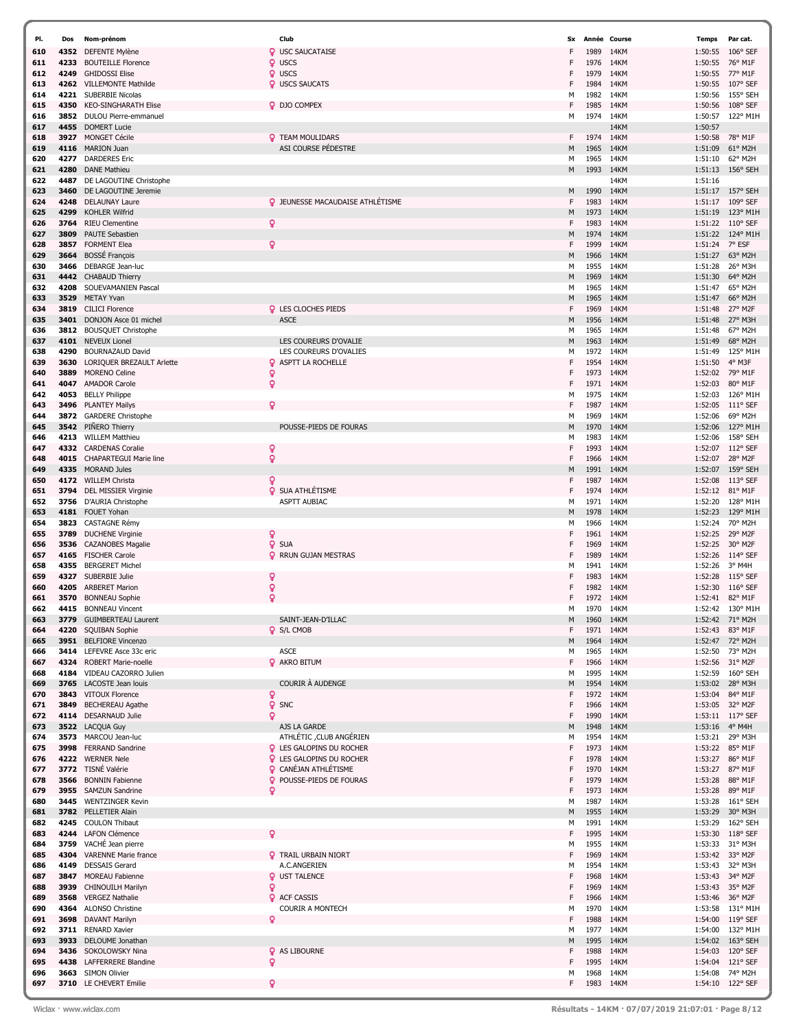| Pl. | Dos | Nom-prénom | Club | Sx | Année | Course | Temps | Par cat. |
|---|---|---|---|---|---|---|---|---|
| 610 | 4352 | DEFENTE Mylène | USC SAUCATAISE | F | 1989 | 14KM | 1:50:55 | 106° SEF |
| 611 | 4233 | BOUTEILLE Florence | USCS | F | 1976 | 14KM | 1:50:55 | 76° M1F |
| 612 | 4249 | GHIDOSSI Elise | USCS | F | 1979 | 14KM | 1:50:55 | 77° M1F |
| 613 | 4262 | VILLEMONTE Mathilde | USCS SAUCATS | F | 1984 | 14KM | 1:50:55 | 107° SEF |
| 614 | 4221 | SUBERBIE Nicolas | | M | 1982 | 14KM | 1:50:56 | 155° SEH |
| 615 | 4350 | KEO-SINGHARATH Elise | DJO COMPEX | F | 1985 | 14KM | 1:50:56 | 108° SEF |
| 616 | 3852 | DULOU Pierre-emmanuel | | M | 1974 | 14KM | 1:50:57 | 122° M1H |
| 617 | 4455 | DOMERT Lucie | | | | 14KM | 1:50:57 | |
| 618 | 3927 | MONGET Cécile | TEAM MOULIDARS | F | 1974 | 14KM | 1:50:58 | 78° M1F |
| 619 | 4116 | MARION Juan | ASI COURSE PÉDESTRE | M | 1965 | 14KM | 1:51:09 | 61° M2H |
| 620 | 4277 | DARDERES Eric | | M | 1965 | 14KM | 1:51:10 | 62° M2H |
| 621 | 4280 | DANE Mathieu | | M | 1993 | 14KM | 1:51:13 | 156° SEH |
| 622 | 4487 | DE LAGOUTINE Christophe | | | | 14KM | 1:51:16 | |
| 623 | 3460 | DE LAGOUTINE Jeremie | | M | 1990 | 14KM | 1:51:17 | 157° SEH |
| 624 | 4248 | DELAUNAY Laure | JEUNESSE MACAUDAISE ATHLÉTISME | F | 1983 | 14KM | 1:51:17 | 109° SEF |
| 625 | 4299 | KOHLER Wilfrid | | M | 1973 | 14KM | 1:51:19 | 123° M1H |
| 626 | 3764 | RIEU Clementine | | F | 1983 | 14KM | 1:51:22 | 110° SEF |
| 627 | 3809 | PAUTE Sebastien | | M | 1974 | 14KM | 1:51:22 | 124° M1H |
| 628 | 3857 | FORMENT Elea | | F | 1999 | 14KM | 1:51:24 | 7° ESF |
| 629 | 3664 | BOSSÉ François | | M | 1966 | 14KM | 1:51:27 | 63° M2H |
| 630 | 3466 | DEBARGE Jean-luc | | M | 1955 | 14KM | 1:51:28 | 26° M3H |
| 631 | 4442 | CHABAUD Thierry | | M | 1969 | 14KM | 1:51:30 | 64° M2H |
| 632 | 4208 | SOUEVAMANIEN Pascal | | M | 1965 | 14KM | 1:51:47 | 65° M2H |
| 633 | 3529 | METAY Yvan | | M | 1965 | 14KM | 1:51:47 | 66° M2H |
| 634 | 3819 | CILICI Florence | LES CLOCHES PIEDS | F | 1969 | 14KM | 1:51:48 | 27° M2F |
| 635 | 3401 | DONJON Asce 01 michel | ASCE | M | 1956 | 14KM | 1:51:48 | 27° M3H |
| 636 | 3812 | BOUSQUET Christophe | | M | 1965 | 14KM | 1:51:48 | 67° M2H |
| 637 | 4101 | NEVEUX Lionel | LES COUREURS D'OVALIE | M | 1963 | 14KM | 1:51:49 | 68° M2H |
| 638 | 4290 | BOURNAZAUD David | LES COUREURS D'OVALIES | M | 1972 | 14KM | 1:51:49 | 125° M1H |
| 639 | 3630 | LORIQUER BREZAULT Arlette | ASPTT LA ROCHELLE | F | 1954 | 14KM | 1:51:50 | 4° M3F |
| 640 | 3889 | MORENO Celine | | F | 1973 | 14KM | 1:52:02 | 79° M1F |
| 641 | 4047 | AMADOR Carole | | F | 1971 | 14KM | 1:52:03 | 80° M1F |
| 642 | 4053 | BELLY Philippe | | M | 1975 | 14KM | 1:52:03 | 126° M1H |
| 643 | 3496 | PLANTEY Mailys | | F | 1987 | 14KM | 1:52:05 | 111° SEF |
| 644 | 3872 | GARDERE Christophe | | M | 1969 | 14KM | 1:52:06 | 69° M2H |
| 645 | 3542 | PIÑERO Thierry | POUSSE-PIEDS DE FOURAS | M | 1970 | 14KM | 1:52:06 | 127° M1H |
| 646 | 4213 | WILLEM Matthieu | | M | 1983 | 14KM | 1:52:06 | 158° SEH |
| 647 | 4332 | CARDENAS Coralie | | F | 1993 | 14KM | 1:52:07 | 112° SEF |
| 648 | 4015 | CHAPARTEGUI Marie line | | F | 1966 | 14KM | 1:52:07 | 28° M2F |
| 649 | 4335 | MORAND Jules | | M | 1991 | 14KM | 1:52:07 | 159° SEH |
| 650 | 4172 | WILLEM Christa | | F | 1987 | 14KM | 1:52:08 | 113° SEF |
| 651 | 3794 | DEL MISSIER Virginie | SUA ATHLÉTISME | F | 1974 | 14KM | 1:52:12 | 81° M1F |
| 652 | 3756 | D'AURIA Christophe | ASPTT AUBIAC | M | 1971 | 14KM | 1:52:20 | 128° M1H |
| 653 | 4181 | FOUET Yohan | | M | 1978 | 14KM | 1:52:23 | 129° M1H |
| 654 | 3823 | CASTAGNE Rémy | | M | 1966 | 14KM | 1:52:24 | 70° M2H |
| 655 | 3789 | DUCHENE Virginie | | F | 1961 | 14KM | 1:52:25 | 29° M2F |
| 656 | 3536 | CAZANOBES Magalie | SUA | F | 1969 | 14KM | 1:52:25 | 30° M2F |
| 657 | 4165 | FISCHER Carole | RRUN GUJAN MESTRAS | F | 1989 | 14KM | 1:52:26 | 114° SEF |
| 658 | 4355 | BERGERET Michel | | M | 1941 | 14KM | 1:52:26 | 3° M4H |
| 659 | 4327 | SUBERBIE Julie | | F | 1983 | 14KM | 1:52:28 | 115° SEF |
| 660 | 4205 | ARBERET Marion | | F | 1982 | 14KM | 1:52:30 | 116° SEF |
| 661 | 3570 | BONNEAU Sophie | | F | 1972 | 14KM | 1:52:41 | 82° M1F |
| 662 | 4415 | BONNEAU Vincent | | M | 1970 | 14KM | 1:52:42 | 130° M1H |
| 663 | 3779 | GUIMBERTEAU Laurent | SAINT-JEAN-D'ILLAC | M | 1960 | 14KM | 1:52:42 | 71° M2H |
| 664 | 4220 | SQUIBAN Sophie | S/L CMOB | F | 1971 | 14KM | 1:52:43 | 83° M1F |
| 665 | 3951 | BELFIORE Vincenzo | | M | 1964 | 14KM | 1:52:47 | 72° M2H |
| 666 | 3414 | LEFEVRE Asce 33c eric | ASCE | M | 1965 | 14KM | 1:52:50 | 73° M2H |
| 667 | 4324 | ROBERT Marie-noelle | AKRO BITUM | F | 1966 | 14KM | 1:52:56 | 31° M2F |
| 668 | 4184 | VIDEAU CAZORRO Julien | | M | 1995 | 14KM | 1:52:59 | 160° SEH |
| 669 | 3765 | LACOSTE Jean louis | COURIR À AUDENGE | M | 1954 | 14KM | 1:53:02 | 28° M3H |
| 670 | 3843 | VITOUX Florence | | F | 1972 | 14KM | 1:53:04 | 84° M1F |
| 671 | 3849 | BECHEREAU Agathe | SNC | F | 1966 | 14KM | 1:53:05 | 32° M2F |
| 672 | 4114 | DESARNAUD Julie | | F | 1990 | 14KM | 1:53:11 | 117° SEF |
| 673 | 3522 | LACQUA Guy | AJS LA GARDE | M | 1948 | 14KM | 1:53:16 | 4° M4H |
| 674 | 3573 | MARCOU Jean-luc | ATHLÉTIC ,CLUB ANGÉRIEN | M | 1954 | 14KM | 1:53:21 | 29° M3H |
| 675 | 3998 | FERRAND Sandrine | LES GALOPINS DU ROCHER | F | 1973 | 14KM | 1:53:22 | 85° M1F |
| 676 | 4222 | WERNER Nele | LES GALOPINS DU ROCHER | F | 1978 | 14KM | 1:53:27 | 86° M1F |
| 677 | 3772 | TISNÉ Valérie | CANÉJAN ATHLÉTISME | F | 1970 | 14KM | 1:53:27 | 87° M1F |
| 678 | 3566 | BONNIN Fabienne | POUSSE-PIEDS DE FOURAS | F | 1979 | 14KM | 1:53:28 | 88° M1F |
| 679 | 3955 | SAMZUN Sandrine | | F | 1973 | 14KM | 1:53:28 | 89° M1F |
| 680 | 3445 | WENTZINGER Kevin | | M | 1987 | 14KM | 1:53:28 | 161° SEH |
| 681 | 3782 | PELLETIER Alain | | M | 1955 | 14KM | 1:53:29 | 30° M3H |
| 682 | 4245 | COULON Thibaut | | M | 1991 | 14KM | 1:53:29 | 162° SEH |
| 683 | 4244 | LAFON Clémence | | F | 1995 | 14KM | 1:53:30 | 118° SEF |
| 684 | 3759 | VACHÉ Jean pierre | | M | 1955 | 14KM | 1:53:33 | 31° M3H |
| 685 | 4304 | VARENNE Marie france | TRAIL URBAIN NIORT | F | 1969 | 14KM | 1:53:42 | 33° M2F |
| 686 | 4149 | DESSAIS Gerard | A.C.ANGERIEN | M | 1954 | 14KM | 1:53:43 | 32° M3H |
| 687 | 3847 | MOREAU Fabienne | UST TALENCE | F | 1968 | 14KM | 1:53:43 | 34° M2F |
| 688 | 3939 | CHINOUILH Marilyn | | F | 1969 | 14KM | 1:53:43 | 35° M2F |
| 689 | 3568 | VERGEZ Nathalie | ACF CASSIS | F | 1966 | 14KM | 1:53:46 | 36° M2F |
| 690 | 4364 | ALONSO Christine | COURIR A MONTECH | M | 1970 | 14KM | 1:53:58 | 131° M1H |
| 691 | 3698 | DAVANT Marilyn | | F | 1988 | 14KM | 1:54:00 | 119° SEF |
| 692 | 3711 | RENARD Xavier | | M | 1977 | 14KM | 1:54:00 | 132° M1H |
| 693 | 3933 | DELOUME Jonathan | | M | 1995 | 14KM | 1:54:02 | 163° SEH |
| 694 | 3436 | SOKOLOWSKY Nina | AS LIBOURNE | F | 1988 | 14KM | 1:54:03 | 120° SEF |
| 695 | 4438 | LAFFERRERE Blandine | | F | 1995 | 14KM | 1:54:04 | 121° SEF |
| 696 | 3663 | SIMON Olivier | | M | 1968 | 14KM | 1:54:08 | 74° M2H |
| 697 | 3710 | LE CHEVERT Emilie | | F | 1983 | 14KM | 1:54:10 | 122° SEF |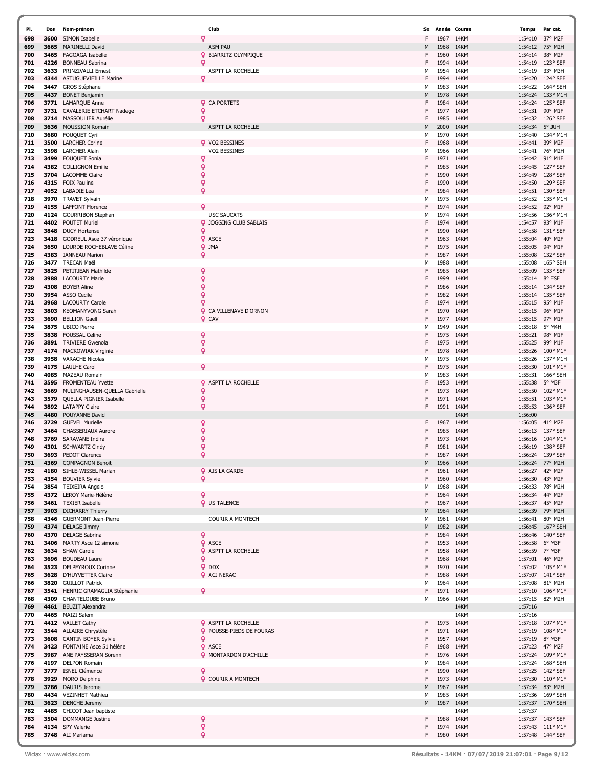| Pl. | Dos | Nom-prénom | Club | Sx | Année | Course | Temps | Par cat. |
|---|---|---|---|---|---|---|---|---|
| 698 | 3600 | SIMON Isabelle | ♀ | F | 1967 | 14KM | 1:54:10 | 37° M2F |
| 699 | 3665 | MARINELLI David | ASM PAU | M | 1968 | 14KM | 1:54:12 | 75° M2H |
| 700 | 3465 | FAGOAGA Isabelle | ♀ BIARRITZ OLYMPIQUE | F | 1960 | 14KM | 1:54:14 | 38° M2F |
| 701 | 4226 | BONNEAU Sabrina | ♀ | F | 1994 | 14KM | 1:54:19 | 123° SEF |
| 702 | 3633 | PRINZIVALLI Ernest | ASPTT LA ROCHELLE | M | 1954 | 14KM | 1:54:19 | 33° M3H |
| 703 | 4344 | ASTUGUEVIEILLE Marine | ♀ | F | 1994 | 14KM | 1:54:20 | 124° SEF |
| 704 | 3447 | GROS Stéphane | | M | 1983 | 14KM | 1:54:22 | 164° SEH |
| 705 | 4437 | BONET Benjamin | | M | 1978 | 14KM | 1:54:24 | 133° M1H |
| 706 | 3771 | LAMARQUE Anne | ♀ CA PORTETS | F | 1984 | 14KM | 1:54:24 | 125° SEF |
| 707 | 3731 | CAVALERIE ETCHART Nadege | ♀ | F | 1977 | 14KM | 1:54:31 | 90° M1F |
| 708 | 3714 | MASSOULIER Aurélie | ♀ | F | 1985 | 14KM | 1:54:32 | 126° SEF |
| 709 | 3636 | MOUSSION Romain | ASPTT LA ROCHELLE | M | 2000 | 14KM | 1:54:34 | 5° JUH |
| 710 | 3680 | FOUQUET Cyril | | M | 1970 | 14KM | 1:54:40 | 134° M1H |
| 711 | 3500 | LARCHER Corine | ♀ VO2 BESSINES | F | 1968 | 14KM | 1:54:41 | 39° M2F |
| 712 | 3598 | LARCHER Alain | VO2 BESSINES | M | 1966 | 14KM | 1:54:41 | 76° M2H |
| 713 | 3499 | FOUQUET Sonia | ♀ | F | 1971 | 14KM | 1:54:42 | 91° M1F |
| 714 | 4382 | COLLIGNON Emilie | ♀ | F | 1985 | 14KM | 1:54:45 | 127° SEF |
| 715 | 3704 | LACOMME Claire | ♀ | F | 1990 | 14KM | 1:54:49 | 128° SEF |
| 716 | 4315 | FOIX Pauline | ♀ | F | 1990 | 14KM | 1:54:50 | 129° SEF |
| 717 | 4052 | LABADIE Lea | ♀ | F | 1984 | 14KM | 1:54:51 | 130° SEF |
| 718 | 3970 | TRAVET Sylvain | | M | 1975 | 14KM | 1:54:52 | 135° M1H |
| 719 | 4155 | LAFFONT Florence | ♀ | F | 1974 | 14KM | 1:54:52 | 92° M1F |
| 720 | 4124 | GOURRIBON Stephan | USC SAUCATS | M | 1974 | 14KM | 1:54:56 | 136° M1H |
| 721 | 4402 | POUTET Muriel | ♀ JOGGING CLUB SABLAIS | F | 1974 | 14KM | 1:54:57 | 93° M1F |
| 722 | 3848 | DUCY Hortense | ♀ | F | 1990 | 14KM | 1:54:58 | 131° SEF |
| 723 | 3418 | GODREUL Asce 37 véronique | ♀ ASCE | F | 1963 | 14KM | 1:55:04 | 40° M2F |
| 724 | 3650 | LOURDE ROCHEBLAVE Céline | ♀ JMA | F | 1975 | 14KM | 1:55:05 | 94° M1F |
| 725 | 4383 | JANNEAU Marion | ♀ | F | 1987 | 14KM | 1:55:08 | 132° SEF |
| 726 | 3477 | TRECAN Maël | | M | 1988 | 14KM | 1:55:08 | 165° SEH |
| 727 | 3825 | PETITJEAN Mathilde | ♀ | F | 1985 | 14KM | 1:55:09 | 133° SEF |
| 728 | 3988 | LACOURTY Marie | ♀ | F | 1999 | 14KM | 1:55:14 | 8° ESF |
| 729 | 4308 | BOYER Aline | ♀ | F | 1986 | 14KM | 1:55:14 | 134° SEF |
| 730 | 3954 | ASSO Cecile | ♀ | F | 1982 | 14KM | 1:55:14 | 135° SEF |
| 731 | 3968 | LACOURTY Carole | ♀ | F | 1974 | 14KM | 1:55:15 | 95° M1F |
| 732 | 3803 | KEOMANYVONG Sarah | ♀ CA VILLENAVE D'ORNON | F | 1970 | 14KM | 1:55:15 | 96° M1F |
| 733 | 3690 | BELLION Gaell | ♀ CAV | F | 1977 | 14KM | 1:55:15 | 97° M1F |
| 734 | 3875 | UBICO Pierre | | M | 1949 | 14KM | 1:55:18 | 5° M4H |
| 735 | 3838 | FOUSSAL Celine | ♀ | F | 1975 | 14KM | 1:55:21 | 98° M1F |
| 736 | 3891 | TRIVIERE Gwenola | ♀ | F | 1975 | 14KM | 1:55:25 | 99° M1F |
| 737 | 4174 | MACKOWIAK Virginie | ♀ | F | 1978 | 14KM | 1:55:26 | 100° M1F |
| 738 | 3958 | VARACHE Nicolas | | M | 1975 | 14KM | 1:55:26 | 137° M1H |
| 739 | 4175 | LAULHE Carol | ♀ | F | 1975 | 14KM | 1:55:30 | 101° M1F |
| 740 | 4085 | MAZEAU Romain | | M | 1983 | 14KM | 1:55:31 | 166° SEH |
| 741 | 3595 | FROMENTEAU Yvette | ♀ ASPTT LA ROCHELLE | F | 1953 | 14KM | 1:55:38 | 5° M3F |
| 742 | 3669 | MULINGHAUSEN-QUELLA Gabrielle | ♀ | F | 1973 | 14KM | 1:55:50 | 102° M1F |
| 743 | 3579 | QUELLA PIGNIER Isabelle | ♀ | F | 1971 | 14KM | 1:55:51 | 103° M1F |
| 744 | 3892 | LATAPPY Claire | ♀ | F | 1991 | 14KM | 1:55:53 | 136° SEF |
| 745 | 4480 | POUYANNE David | | | | 14KM | 1:56:00 | |
| 746 | 3729 | GUEVEL Murielle | ♀ | F | 1967 | 14KM | 1:56:05 | 41° M2F |
| 747 | 3464 | CHASSERIAUX Aurore | ♀ | F | 1985 | 14KM | 1:56:13 | 137° SEF |
| 748 | 3769 | SARAVANE Indira | ♀ | F | 1973 | 14KM | 1:56:16 | 104° M1F |
| 749 | 4301 | SCHWARTZ Cindy | ♀ | F | 1981 | 14KM | 1:56:19 | 138° SEF |
| 750 | 3693 | PEDOT Clarence | ♀ | F | 1987 | 14KM | 1:56:24 | 139° SEF |
| 751 | 4369 | COMPAGNON Benoit | | M | 1966 | 14KM | 1:56:24 | 77° M2H |
| 752 | 4180 | SIHLE-WISSEL Marian | ♀ AJS LA GARDE | F | 1961 | 14KM | 1:56:27 | 42° M2F |
| 753 | 4354 | BOUVIER Sylvie | ♀ | F | 1960 | 14KM | 1:56:30 | 43° M2F |
| 754 | 3854 | TEIXEIRA Angelo | | M | 1968 | 14KM | 1:56:33 | 78° M2H |
| 755 | 4372 | LEROY Marie-Hélène | ♀ | F | 1964 | 14KM | 1:56:34 | 44° M2F |
| 756 | 3461 | TEXIER Isabelle | ♀ US TALENCE | F | 1967 | 14KM | 1:56:37 | 45° M2F |
| 757 | 3903 | DICHARRY Thierry | | M | 1964 | 14KM | 1:56:39 | 79° M2H |
| 758 | 4346 | GUERMONT Jean-Pierre | COURIR A MONTECH | M | 1961 | 14KM | 1:56:41 | 80° M2H |
| 759 | 4374 | DELAGE Jimmy | | M | 1982 | 14KM | 1:56:45 | 167° SEH |
| 760 | 4370 | DELAGE Sabrina | ♀ | F | 1984 | 14KM | 1:56:46 | 140° SEF |
| 761 | 3406 | MARTY Asce 12 simone | ♀ ASCE | F | 1953 | 14KM | 1:56:58 | 6° M3F |
| 762 | 3634 | SHAW Carole | ♀ ASPTT LA ROCHELLE | F | 1958 | 14KM | 1:56:59 | 7° M3F |
| 763 | 3696 | BOUDEAU Laure | ♀ | F | 1968 | 14KM | 1:57:01 | 46° M2F |
| 764 | 3523 | DELPEYROUX Corinne | ♀ DDX | F | 1970 | 14KM | 1:57:02 | 105° M1F |
| 765 | 3628 | D'HUYVETTER Claire | ♀ ACJ NERAC | F | 1988 | 14KM | 1:57:07 | 141° SEF |
| 766 | 3820 | GUILLOT Patrick | | M | 1964 | 14KM | 1:57:08 | 81° M2H |
| 767 | 3541 | HENRIC GRAMAGLIA Stéphanie | ♀ | F | 1971 | 14KM | 1:57:10 | 106° M1F |
| 768 | 4309 | CHANTELOUBE Bruno | | M | 1966 | 14KM | 1:57:15 | 82° M2H |
| 769 | 4461 | BEUZIT Alexandra | | | | 14KM | 1:57:16 | |
| 770 | 4465 | MAIZI Salem | | | | 14KM | 1:57:16 | |
| 771 | 4412 | VALLET Cathy | ♀ ASPTT LA ROCHELLE | F | 1975 | 14KM | 1:57:18 | 107° M1F |
| 772 | 3544 | ALLAIRE Chrystèle | ♀ POUSSE-PIEDS DE FOURAS | F | 1971 | 14KM | 1:57:19 | 108° M1F |
| 773 | 3608 | CANTIN BOYER Sylvie | ♀ | F | 1957 | 14KM | 1:57:19 | 8° M3F |
| 774 | 3423 | FONTAINE Asce 51 hélène | ♀ ASCE | F | 1968 | 14KM | 1:57:23 | 47° M2F |
| 775 | 3987 | ANE PAYSSERAN Sörenn | ♀ MONTARDON D'ACHILLE | F | 1976 | 14KM | 1:57:24 | 109° M1F |
| 776 | 4197 | DELPON Romain | | M | 1984 | 14KM | 1:57:24 | 168° SEH |
| 777 | 3777 | ISNEL Clémence | ♀ | F | 1990 | 14KM | 1:57:25 | 142° SEF |
| 778 | 3929 | MORO Delphine | ♀ COURIR A MONTECH | F | 1973 | 14KM | 1:57:30 | 110° M1F |
| 779 | 3786 | DAURIS Jerome | | M | 1967 | 14KM | 1:57:34 | 83° M2H |
| 780 | 4434 | VEZINHET Mathieu | | M | 1985 | 14KM | 1:57:36 | 169° SEH |
| 781 | 3623 | DENCHE Jeremy | | M | 1987 | 14KM | 1:57:37 | 170° SEH |
| 782 | 4485 | CHICOT Jean baptiste | | | | 14KM | 1:57:37 | |
| 783 | 3504 | DOMMANGE Justine | ♀ | F | 1988 | 14KM | 1:57:37 | 143° SEF |
| 784 | 4134 | SPY Valerie | ♀ | F | 1974 | 14KM | 1:57:43 | 111° M1F |
| 785 | 3748 | ALI Mariama | ♀ | F | 1980 | 14KM | 1:57:48 | 144° SEF |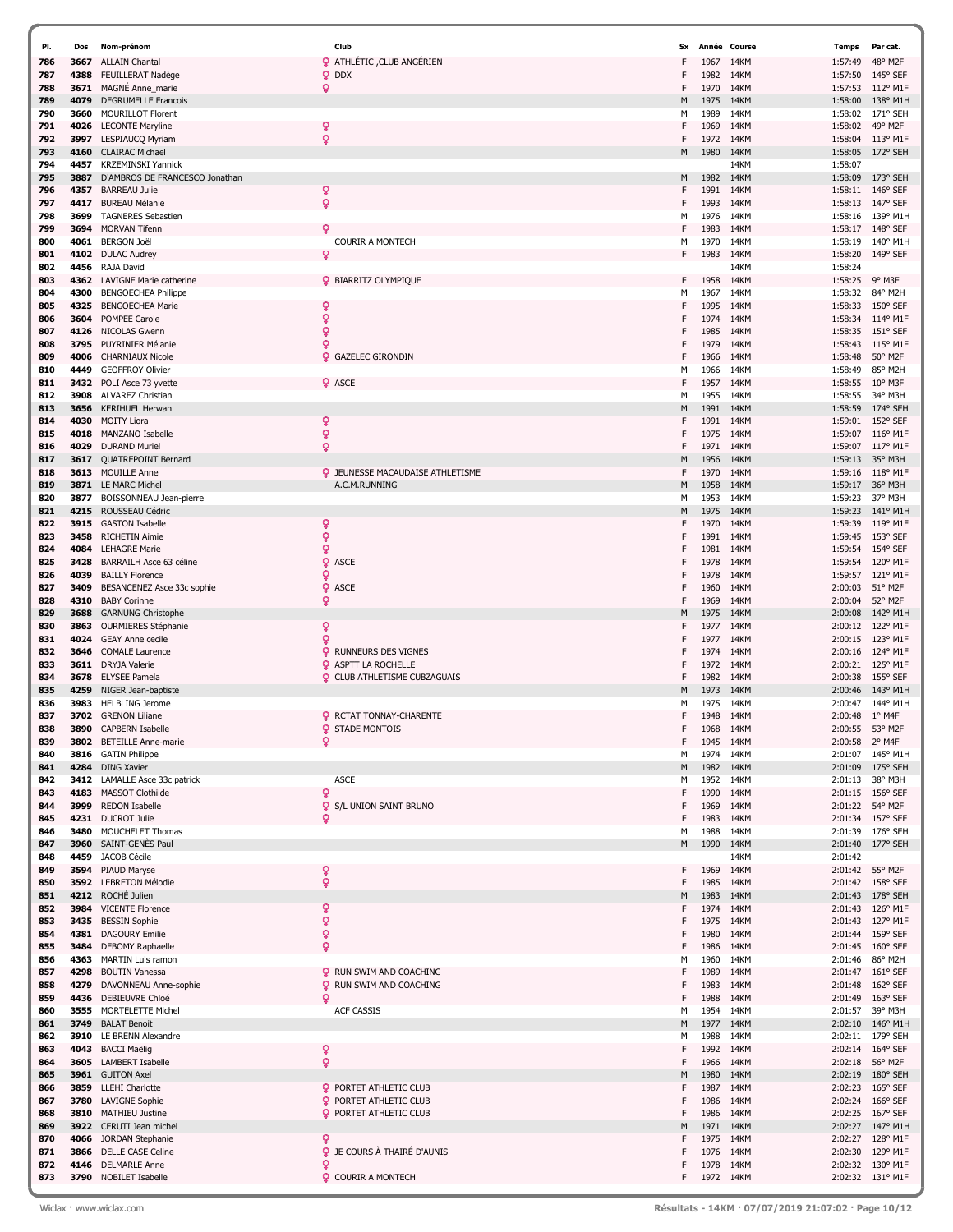| Pl. | Dos | Nom-prénom | Club | Sx | Année | Course | Temps | Par cat. |
|---|---|---|---|---|---|---|---|---|
| 786 | 3667 | ALLAIN Chantal | ATHLÉTIC ,CLUB ANGÉRIEN | F | 1967 | 14KM | 1:57:49 | 48° M2F |
| 787 | 4388 | FEUILLERAT Nadège | DDX | F | 1982 | 14KM | 1:57:50 | 145° SEF |
| 788 | 3671 | MAGNÉ Anne_marie | | F | 1970 | 14KM | 1:57:53 | 112° M1F |
| 789 | 4079 | DEGRUMELLE Francois | | M | 1975 | 14KM | 1:58:00 | 138° M1H |
| 790 | 3660 | MOURILLOT Florent | | M | 1989 | 14KM | 1:58:02 | 171° SEH |
| 791 | 4026 | LECONTE Maryline | | F | 1969 | 14KM | 1:58:02 | 49° M2F |
| 792 | 3997 | LESPIAUCQ Myriam | | F | 1972 | 14KM | 1:58:04 | 113° M1F |
| 793 | 4160 | CLAIRAC Michael | | M | 1980 | 14KM | 1:58:05 | 172° SEH |
| 794 | 4457 | KRZEMINSKI Yannick | | | | 14KM | 1:58:07 | |
| 795 | 3887 | D'AMBROS DE FRANCESCO Jonathan | | M | 1982 | 14KM | 1:58:09 | 173° SEH |
| 796 | 4357 | BARREAU Julie | | F | 1991 | 14KM | 1:58:11 | 146° SEF |
| 797 | 4417 | BUREAU Mélanie | | F | 1993 | 14KM | 1:58:13 | 147° SEF |
| 798 | 3699 | TAGNERES Sebastien | | M | 1976 | 14KM | 1:58:16 | 139° M1H |
| 799 | 3694 | MORVAN Tifenn | | F | 1983 | 14KM | 1:58:17 | 148° SEF |
| 800 | 4061 | BERGON Joël | COURIR A MONTECH | M | 1970 | 14KM | 1:58:19 | 140° M1H |
| 801 | 4102 | DULAC Audrey | | F | 1983 | 14KM | 1:58:20 | 149° SEF |
| 802 | 4456 | RAJA David | | | | 14KM | 1:58:24 | |
| 803 | 4362 | LAVIGNE Marie catherine | BIARRITZ OLYMPIQUE | F | 1958 | 14KM | 1:58:25 | 9° M3F |
| 804 | 4300 | BENGOECHEA Philippe | | M | 1967 | 14KM | 1:58:32 | 84° M2H |
| 805 | 4325 | BENGOECHEA Marie | | F | 1995 | 14KM | 1:58:33 | 150° SEF |
| 806 | 3604 | POMPEE Carole | | F | 1974 | 14KM | 1:58:34 | 114° M1F |
| 807 | 4126 | NICOLAS Gwenn | | F | 1985 | 14KM | 1:58:35 | 151° SEF |
| 808 | 3795 | PUYRINIER Mélanie | | F | 1979 | 14KM | 1:58:43 | 115° M1F |
| 809 | 4006 | CHARNIAUX Nicole | GAZELEC GIRONDIN | F | 1966 | 14KM | 1:58:48 | 50° M2F |
| 810 | 4449 | GEOFFROY Olivier | | M | 1966 | 14KM | 1:58:49 | 85° M2H |
| 811 | 3432 | POLI Asce 73 yvette | ASCE | F | 1957 | 14KM | 1:58:55 | 10° M3F |
| 812 | 3908 | ALVAREZ Christian | | M | 1955 | 14KM | 1:58:55 | 34° M3H |
| 813 | 3656 | KERIHUEL Herwan | | M | 1991 | 14KM | 1:58:59 | 174° SEH |
| 814 | 4030 | MOITY Liora | | F | 1991 | 14KM | 1:59:01 | 152° SEF |
| 815 | 4018 | MANZANO Isabelle | | F | 1975 | 14KM | 1:59:07 | 116° M1F |
| 816 | 4029 | DURAND Muriel | | F | 1971 | 14KM | 1:59:07 | 117° M1F |
| 817 | 3617 | QUATREPOINT Bernard | | M | 1956 | 14KM | 1:59:13 | 35° M3H |
| 818 | 3613 | MOUILLE Anne | JEUNESSE MACAUDAISE ATHLETISME | F | 1970 | 14KM | 1:59:16 | 118° M1F |
| 819 | 3871 | LE MARC Michel | A.C.M.RUNNING | M | 1958 | 14KM | 1:59:17 | 36° M3H |
| 820 | 3877 | BOISSONNEAU Jean-pierre | | M | 1953 | 14KM | 1:59:23 | 37° M3H |
| 821 | 4215 | ROUSSEAU Cédric | | M | 1975 | 14KM | 1:59:23 | 141° M1H |
| 822 | 3915 | GASTON Isabelle | | F | 1970 | 14KM | 1:59:39 | 119° M1F |
| 823 | 3458 | RICHETIN Aimie | | F | 1991 | 14KM | 1:59:45 | 153° SEF |
| 824 | 4084 | LEHAGRE Marie | | F | 1981 | 14KM | 1:59:54 | 154° SEF |
| 825 | 3428 | BARRAILH Asce 63 céline | ASCE | F | 1978 | 14KM | 1:59:54 | 120° M1F |
| 826 | 4039 | BAILLY Florence | | F | 1978 | 14KM | 1:59:57 | 121° M1F |
| 827 | 3409 | BESANCENEZ Asce 33c sophie | ASCE | F | 1960 | 14KM | 2:00:03 | 51° M2F |
| 828 | 4310 | BABY Corinne | | F | 1969 | 14KM | 2:00:04 | 52° M2F |
| 829 | 3688 | GARNUNG Christophe | | M | 1975 | 14KM | 2:00:08 | 142° M1H |
| 830 | 3863 | OURMIERES Stéphanie | | F | 1977 | 14KM | 2:00:12 | 122° M1F |
| 831 | 4024 | GEAY Anne cecile | | F | 1977 | 14KM | 2:00:15 | 123° M1F |
| 832 | 3646 | COMALE Laurence | RUNNEURS DES VIGNES | F | 1974 | 14KM | 2:00:16 | 124° M1F |
| 833 | 3611 | DRYJA Valerie | ASPTT LA ROCHELLE | F | 1972 | 14KM | 2:00:21 | 125° M1F |
| 834 | 3678 | ELYSEE Pamela | CLUB ATHLETISME CUBZAGUAIS | F | 1982 | 14KM | 2:00:38 | 155° SEF |
| 835 | 4259 | NIGER Jean-baptiste | | M | 1973 | 14KM | 2:00:46 | 143° M1H |
| 836 | 3983 | HELBLING Jerome | | M | 1975 | 14KM | 2:00:47 | 144° M1H |
| 837 | 3702 | GRENON Liliane | RCTAT TONNAY-CHARENTE | F | 1948 | 14KM | 2:00:48 | 1° M4F |
| 838 | 3890 | CAPBERN Isabelle | STADE MONTOIS | F | 1968 | 14KM | 2:00:55 | 53° M2F |
| 839 | 3802 | BETEILLE Anne-marie | | F | 1945 | 14KM | 2:00:58 | 2° M4F |
| 840 | 3816 | GATIN Philippe | | M | 1974 | 14KM | 2:01:07 | 145° M1H |
| 841 | 4284 | DING Xavier | | M | 1982 | 14KM | 2:01:09 | 175° SEH |
| 842 | 3412 | LAMALLE Asce 33c patrick | ASCE | M | 1952 | 14KM | 2:01:13 | 38° M3H |
| 843 | 4183 | MASSOT Clothilde | | F | 1990 | 14KM | 2:01:15 | 156° SEF |
| 844 | 3999 | REDON Isabelle | S/L UNION SAINT BRUNO | F | 1969 | 14KM | 2:01:22 | 54° M2F |
| 845 | 4231 | DUCROT Julie | | F | 1983 | 14KM | 2:01:34 | 157° SEF |
| 846 | 3480 | MOUCHELET Thomas | | M | 1988 | 14KM | 2:01:39 | 176° SEH |
| 847 | 3960 | SAINT-GENÈS Paul | | M | 1990 | 14KM | 2:01:40 | 177° SEH |
| 848 | 4459 | JACOB Cécile | | | | 14KM | 2:01:42 | |
| 849 | 3594 | PIAUD Maryse | | F | 1969 | 14KM | 2:01:42 | 55° M2F |
| 850 | 3592 | LEBRETON Mélodie | | F | 1985 | 14KM | 2:01:42 | 158° SEF |
| 851 | 4212 | ROCHÉ Julien | | M | 1983 | 14KM | 2:01:43 | 178° SEH |
| 852 | 3984 | VICENTE Florence | | F | 1974 | 14KM | 2:01:43 | 126° M1F |
| 853 | 3435 | BESSIN Sophie | | F | 1975 | 14KM | 2:01:43 | 127° M1F |
| 854 | 4381 | DAGOURY Emilie | | F | 1980 | 14KM | 2:01:44 | 159° SEF |
| 855 | 3484 | DEBOMY Raphaelle | | F | 1986 | 14KM | 2:01:45 | 160° SEF |
| 856 | 4363 | MARTIN Luis ramon | | M | 1960 | 14KM | 2:01:46 | 86° M2H |
| 857 | 4298 | BOUTIN Vanessa | RUN SWIM AND COACHING | F | 1989 | 14KM | 2:01:47 | 161° SEF |
| 858 | 4279 | DAVONNEAU Anne-sophie | RUN SWIM AND COACHING | F | 1983 | 14KM | 2:01:48 | 162° SEF |
| 859 | 4436 | DEBIEUVRE Chloé | | F | 1988 | 14KM | 2:01:49 | 163° SEF |
| 860 | 3555 | MORTELETTE Michel | ACF CASSIS | M | 1954 | 14KM | 2:01:57 | 39° M3H |
| 861 | 3749 | BALAT Benoit | | M | 1977 | 14KM | 2:02:10 | 146° M1H |
| 862 | 3910 | LE BRENN Alexandre | | M | 1988 | 14KM | 2:02:11 | 179° SEH |
| 863 | 4043 | BACCI Maëlig | | F | 1992 | 14KM | 2:02:14 | 164° SEF |
| 864 | 3605 | LAMBERT Isabelle | | F | 1966 | 14KM | 2:02:18 | 56° M2F |
| 865 | 3961 | GUITON Axel | | M | 1980 | 14KM | 2:02:19 | 180° SEH |
| 866 | 3859 | LLEHI Charlotte | PORTET ATHLETIC CLUB | F | 1987 | 14KM | 2:02:23 | 165° SEF |
| 867 | 3780 | LAVIGNE Sophie | PORTET ATHLETIC CLUB | F | 1986 | 14KM | 2:02:24 | 166° SEF |
| 868 | 3810 | MATHIEU Justine | PORTET ATHLETIC CLUB | F | 1986 | 14KM | 2:02:25 | 167° SEF |
| 869 | 3922 | CERUTI Jean michel | | M | 1971 | 14KM | 2:02:27 | 147° M1H |
| 870 | 4066 | JORDAN Stephanie | | F | 1975 | 14KM | 2:02:27 | 128° M1F |
| 871 | 3866 | DELLE CASE Celine | JE COURS À THAIRÉ D'AUNIS | F | 1976 | 14KM | 2:02:30 | 129° M1F |
| 872 | 4146 | DELMARLE Anne | | F | 1978 | 14KM | 2:02:32 | 130° M1F |
| 873 | 3790 | NOBILET Isabelle | COURIR A MONTECH | F | 1972 | 14KM | 2:02:32 | 131° M1F |

Wiclax · www.wiclax.com — Résultats - 14KM · 07/07/2019 21:07:02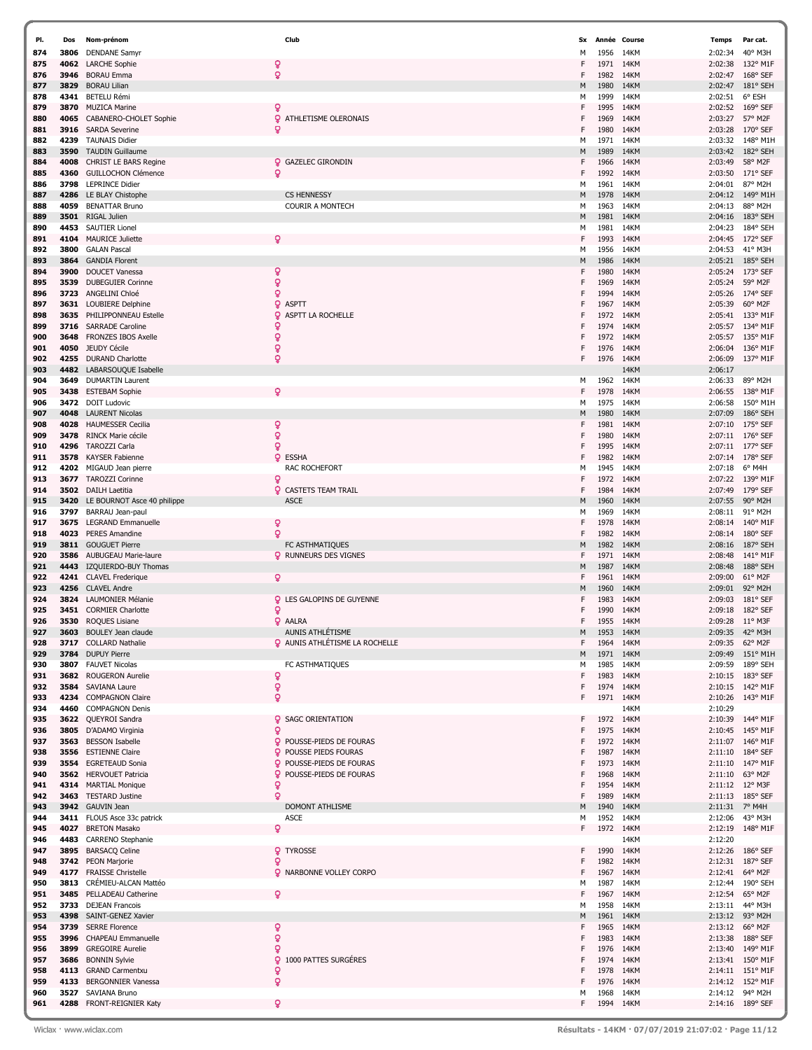| Pl. | Dos | Nom-prénom | Club | Sx | Année | Course | Temps | Par cat. |
|---|---|---|---|---|---|---|---|---|
| 874 | 3806 | DENDANE Samyr | | M | 1956 | 14KM | 2:02:34 | 40° M3H |
| 875 | 4062 | LARCHE Sophie | | F | 1971 | 14KM | 2:02:38 | 132° M1F |
| 876 | 3946 | BORAU Emma | | F | 1982 | 14KM | 2:02:47 | 168° SEF |
| 877 | 3829 | BORAU Lilian | | M | 1980 | 14KM | 2:02:47 | 181° SEH |
| 878 | 4341 | BETELU Rémi | | M | 1999 | 14KM | 2:02:51 | 6° ESH |
| 879 | 3870 | MUZICA Marine | | F | 1995 | 14KM | 2:02:52 | 169° SEF |
| 880 | 4065 | CABANERO-CHOLET Sophie | ATHLETISME OLERONAIS | F | 1969 | 14KM | 2:03:27 | 57° M2F |
| 881 | 3916 | SARDA Severine | | F | 1980 | 14KM | 2:03:28 | 170° SEF |
| 882 | 4239 | TAUNAIS Didier | | M | 1971 | 14KM | 2:03:32 | 148° M1H |
| 883 | 3590 | TAUDIN Guillaume | | M | 1989 | 14KM | 2:03:42 | 182° SEH |
| 884 | 4008 | CHRIST LE BARS Regine | GAZELEC GIRONDIN | F | 1966 | 14KM | 2:03:49 | 58° M2F |
| 885 | 4360 | GUILLOCHON Clémence | | F | 1992 | 14KM | 2:03:50 | 171° SEF |
| 886 | 3798 | LEPRINCE Didier | | M | 1961 | 14KM | 2:04:01 | 87° M2H |
| 887 | 4286 | LE BLAY Chistophe | CS HENNESSY | M | 1978 | 14KM | 2:04:12 | 149° M1H |
| 888 | 4059 | BENATTAR Bruno | COURIR A MONTECH | M | 1963 | 14KM | 2:04:13 | 88° M2H |
| 889 | 3501 | RIGAL Julien | | M | 1981 | 14KM | 2:04:16 | 183° SEH |
| 890 | 4453 | SAUTIER Lionel | | M | 1981 | 14KM | 2:04:23 | 184° SEH |
| 891 | 4104 | MAURICE Juliette | | F | 1993 | 14KM | 2:04:45 | 172° SEF |
| 892 | 3800 | GALAN Pascal | | M | 1956 | 14KM | 2:04:53 | 41° M3H |
| 893 | 3864 | GANDIA Florent | | M | 1986 | 14KM | 2:05:21 | 185° SEH |
| 894 | 3900 | DOUCET Vanessa | | F | 1980 | 14KM | 2:05:24 | 173° SEF |
| 895 | 3539 | DUBEGUIER Corinne | | F | 1969 | 14KM | 2:05:24 | 59° M2F |
| 896 | 3723 | ANGELINI Chloé | | F | 1994 | 14KM | 2:05:26 | 174° SEF |
| 897 | 3631 | LOUBIERE Delphine | ASPTT | F | 1967 | 14KM | 2:05:39 | 60° M2F |
| 898 | 3635 | PHILIPPONNEAU Estelle | ASPTT LA ROCHELLE | F | 1972 | 14KM | 2:05:41 | 133° M1F |
| 899 | 3716 | SARRADE Caroline | | F | 1974 | 14KM | 2:05:57 | 134° M1F |
| 900 | 3648 | FRONZES IBOS Axelle | | F | 1972 | 14KM | 2:05:57 | 135° M1F |
| 901 | 4050 | JEUDY Cécile | | F | 1976 | 14KM | 2:06:04 | 136° M1F |
| 902 | 4255 | DURAND Charlotte | | F | 1976 | 14KM | 2:06:09 | 137° M1F |
| 903 | 4482 | LABARSOUQUE Isabelle | | | | 14KM | 2:06:17 | |
| 904 | 3649 | DUMARTIN Laurent | | M | 1962 | 14KM | 2:06:33 | 89° M2H |
| 905 | 3438 | ESTEBAM Sophie | | F | 1978 | 14KM | 2:06:55 | 138° M1F |
| 906 | 3472 | DOIT Ludovic | | M | 1975 | 14KM | 2:06:58 | 150° M1H |
| 907 | 4048 | LAURENT Nicolas | | M | 1980 | 14KM | 2:07:09 | 186° SEH |
| 908 | 4028 | HAUMESSER Cecilia | | F | 1981 | 14KM | 2:07:10 | 175° SEF |
| 909 | 3478 | RINCK Marie cécile | | F | 1980 | 14KM | 2:07:11 | 176° SEF |
| 910 | 4296 | TAROZZI Carla | | F | 1995 | 14KM | 2:07:11 | 177° SEF |
| 911 | 3578 | KAYSER Fabienne | ESSHA | F | 1982 | 14KM | 2:07:14 | 178° SEF |
| 912 | 4202 | MIGAUD Jean pierre | RAC ROCHEFORT | M | 1945 | 14KM | 2:07:18 | 6° M4H |
| 913 | 3677 | TAROZZI Corinne | | F | 1972 | 14KM | 2:07:22 | 139° M1F |
| 914 | 3502 | DAILH Laetitia | CASTETS TEAM TRAIL | F | 1984 | 14KM | 2:07:49 | 179° SEF |
| 915 | 3420 | LE BOURNOT Asce 40 philippe | ASCE | M | 1960 | 14KM | 2:07:55 | 90° M2H |
| 916 | 3797 | BARRAU Jean-paul | | M | 1969 | 14KM | 2:08:11 | 91° M2H |
| 917 | 3675 | LEGRAND Emmanuelle | | F | 1978 | 14KM | 2:08:14 | 140° M1F |
| 918 | 4023 | PERES Amandine | | F | 1982 | 14KM | 2:08:14 | 180° SEF |
| 919 | 3811 | GOUGUET Pierre | FC ASTHMATIQUES | M | 1982 | 14KM | 2:08:16 | 187° SEH |
| 920 | 3586 | AUBUGEAU Marie-laure | RUNNEURS DES VIGNES | F | 1971 | 14KM | 2:08:48 | 141° M1F |
| 921 | 4443 | IZQUIERDO-BUY Thomas | | M | 1987 | 14KM | 2:08:48 | 188° SEH |
| 922 | 4241 | CLAVEL Frederique | | F | 1961 | 14KM | 2:09:00 | 61° M2F |
| 923 | 4256 | CLAVEL Andre | | M | 1960 | 14KM | 2:09:01 | 92° M2H |
| 924 | 3824 | LAUMONIER Mélanie | LES GALOPINS DE GUYENNE | F | 1983 | 14KM | 2:09:03 | 181° SEF |
| 925 | 3451 | CORMIER Charlotte | | F | 1990 | 14KM | 2:09:18 | 182° SEF |
| 926 | 3530 | ROQUES Lisiane | AALRA | F | 1955 | 14KM | 2:09:28 | 11° M3F |
| 927 | 3603 | BOULEY Jean claude | AUNIS ATHLÉTISME | M | 1953 | 14KM | 2:09:35 | 42° M3H |
| 928 | 3717 | COLLARD Nathalie | AUNIS ATHLÉTISME LA ROCHELLE | F | 1964 | 14KM | 2:09:35 | 62° M2F |
| 929 | 3784 | DUPUY Pierre | | M | 1971 | 14KM | 2:09:49 | 151° M1H |
| 930 | 3807 | FAUVET Nicolas | FC ASTHMATIQUES | M | 1985 | 14KM | 2:09:59 | 189° SEH |
| 931 | 3682 | ROUGERON Aurelie | | F | 1983 | 14KM | 2:10:15 | 183° SEF |
| 932 | 3584 | SAVIANA Laure | | F | 1974 | 14KM | 2:10:15 | 142° M1F |
| 933 | 4234 | COMPAGNON Claire | | F | 1971 | 14KM | 2:10:26 | 143° M1F |
| 934 | 4460 | COMPAGNON Denis | | | | 14KM | 2:10:29 | |
| 935 | 3622 | QUEYROI Sandra | SAGC ORIENTATION | F | 1972 | 14KM | 2:10:39 | 144° M1F |
| 936 | 3805 | D'ADAMO Virginia | | F | 1975 | 14KM | 2:10:45 | 145° M1F |
| 937 | 3563 | BESSON Isabelle | POUSSE-PIEDS DE FOURAS | F | 1972 | 14KM | 2:11:07 | 146° M1F |
| 938 | 3556 | ESTIENNE Claire | POUSSE PIEDS FOURAS | F | 1987 | 14KM | 2:11:10 | 184° SEF |
| 939 | 3554 | EGRETEAUD Sonia | POUSSE-PIEDS DE FOURAS | F | 1973 | 14KM | 2:11:10 | 147° M1F |
| 940 | 3562 | HERVOUET Patricia | POUSSE-PIEDS DE FOURAS | F | 1968 | 14KM | 2:11:10 | 63° M2F |
| 941 | 4314 | MARTIAL Monique | | F | 1954 | 14KM | 2:11:12 | 12° M3F |
| 942 | 3463 | TESTARD Justine | | F | 1989 | 14KM | 2:11:13 | 185° SEF |
| 943 | 3942 | GAUVIN Jean | DOMONT ATHLISME | M | 1940 | 14KM | 2:11:31 | 7° M4H |
| 944 | 3411 | FLOUS Asce 33c patrick | ASCE | M | 1952 | 14KM | 2:12:06 | 43° M3H |
| 945 | 4027 | BRETON Masako | | F | 1972 | 14KM | 2:12:19 | 148° M1F |
| 946 | 4483 | CARRENO Stephanie | | | | 14KM | 2:12:20 | |
| 947 | 3895 | BARSACQ Celine | TYROSSE | F | 1990 | 14KM | 2:12:26 | 186° SEF |
| 948 | 3742 | PEON Marjorie | | F | 1982 | 14KM | 2:12:31 | 187° SEF |
| 949 | 4177 | FRAISSE Christelle | NARBONNE VOLLEY CORPO | F | 1967 | 14KM | 2:12:41 | 64° M2F |
| 950 | 3813 | CRÉMIEU-ALCAN Mattéo | | M | 1987 | 14KM | 2:12:44 | 190° SEH |
| 951 | 3485 | PELLADEAU Catherine | | F | 1967 | 14KM | 2:12:54 | 65° M2F |
| 952 | 3733 | DEJEAN Francois | | M | 1958 | 14KM | 2:13:11 | 44° M3H |
| 953 | 4398 | SAINT-GENEZ Xavier | | M | 1961 | 14KM | 2:13:12 | 93° M2H |
| 954 | 3739 | SERRE Florence | | F | 1965 | 14KM | 2:13:12 | 66° M2F |
| 955 | 3996 | CHAPEAU Emmanuelle | | F | 1983 | 14KM | 2:13:38 | 188° SEF |
| 956 | 3899 | GREGOIRE Aurelie | | F | 1976 | 14KM | 2:13:40 | 149° M1F |
| 957 | 3686 | BONNIN Sylvie | 1000 PATTES SURGÉRES | F | 1974 | 14KM | 2:13:41 | 150° M1F |
| 958 | 4113 | GRAND Carmentxu | | F | 1978 | 14KM | 2:14:11 | 151° M1F |
| 959 | 4133 | BERGONNIER Vanessa | | F | 1976 | 14KM | 2:14:12 | 152° M1F |
| 960 | 3527 | SAVIANA Bruno | | M | 1968 | 14KM | 2:14:12 | 94° M2H |
| 961 | 4288 | FRONT-REIGNIER Katy | | F | 1994 | 14KM | 2:14:16 | 189° SEF |

Wiclax · www.wiclax.com — Résultats - 14KM · 07/07/2019 21:07:02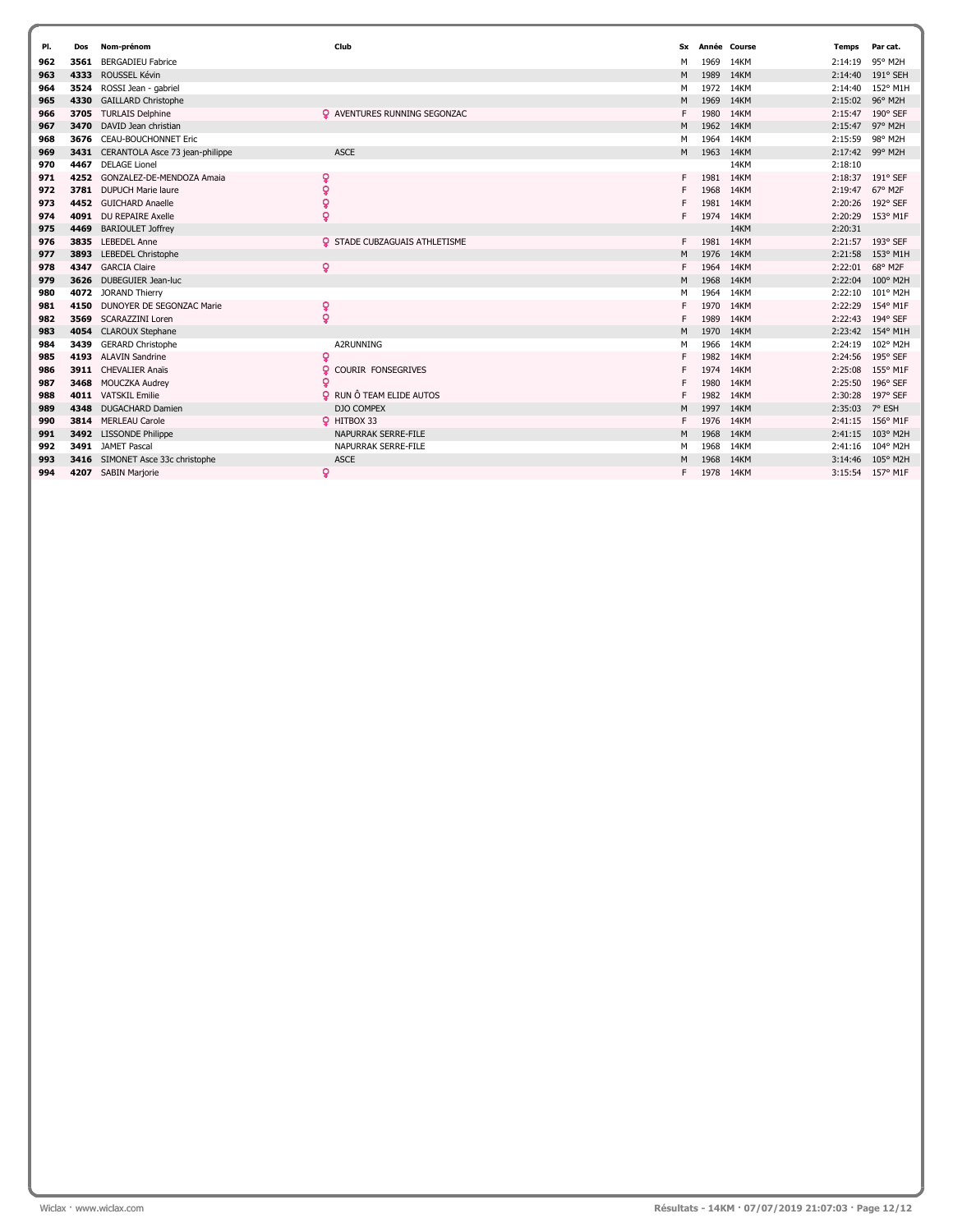| Pl. | Dos | Nom-prénom | Club | Sx | Année | Course | Temps | Par cat. |
|---|---|---|---|---|---|---|---|---|
| 962 | 3561 | BERGADIEU Fabrice | | M | 1969 | 14KM | 2:14:19 | 95° M2H |
| 963 | 4333 | ROUSSEL Kévin | | M | 1989 | 14KM | 2:14:40 | 191° SEH |
| 964 | 3524 | ROSSI Jean - gabriel | | M | 1972 | 14KM | 2:14:40 | 152° M1H |
| 965 | 4330 | GAILLARD Christophe | | M | 1969 | 14KM | 2:15:02 | 96° M2H |
| 966 | 3705 | TURLAIS Delphine | ♀ AVENTURES RUNNING SEGONZAC | F | 1980 | 14KM | 2:15:47 | 190° SEF |
| 967 | 3470 | DAVID Jean christian | | M | 1962 | 14KM | 2:15:47 | 97° M2H |
| 968 | 3676 | CEAU-BOUCHONNET Eric | | M | 1964 | 14KM | 2:15:59 | 98° M2H |
| 969 | 3431 | CERANTOLA Asce 73 jean-philippe | ASCE | M | 1963 | 14KM | 2:17:42 | 99° M2H |
| 970 | 4467 | DELAGE Lionel | | | | 14KM | 2:18:10 | |
| 971 | 4252 | GONZALEZ-DE-MENDOZA Amaia | ♀ | F | 1981 | 14KM | 2:18:37 | 191° SEF |
| 972 | 3781 | DUPUCH Marie laure | ♀ | F | 1968 | 14KM | 2:19:47 | 67° M2F |
| 973 | 4452 | GUICHARD Anaelle | ♀ | F | 1981 | 14KM | 2:20:26 | 192° SEF |
| 974 | 4091 | DU REPAIRE Axelle | ♀ | F | 1974 | 14KM | 2:20:29 | 153° M1F |
| 975 | 4469 | BARIOULET Joffrey | | | | 14KM | 2:20:31 | |
| 976 | 3835 | LEBEDEL Anne | ♀ STADE CUBZAGUAIS ATHLETISME | F | 1981 | 14KM | 2:21:57 | 193° SEF |
| 977 | 3893 | LEBEDEL Christophe | | M | 1976 | 14KM | 2:21:58 | 153° M1H |
| 978 | 4347 | GARCIA Claire | ♀ | F | 1964 | 14KM | 2:22:01 | 68° M2F |
| 979 | 3626 | DUBEGUIER Jean-luc | | M | 1968 | 14KM | 2:22:04 | 100° M2H |
| 980 | 4072 | JORAND Thierry | | M | 1964 | 14KM | 2:22:10 | 101° M2H |
| 981 | 4150 | DUNOYER DE SEGONZAC Marie | ♀ | F | 1970 | 14KM | 2:22:29 | 154° M1F |
| 982 | 3569 | SCARAZZINI Loren | ♀ | F | 1989 | 14KM | 2:22:43 | 194° SEF |
| 983 | 4054 | CLAROUX Stephane | | M | 1970 | 14KM | 2:23:42 | 154° M1H |
| 984 | 3439 | GERARD Christophe | A2RUNNING | M | 1966 | 14KM | 2:24:19 | 102° M2H |
| 985 | 4193 | ALAVIN Sandrine | ♀ | F | 1982 | 14KM | 2:24:56 | 195° SEF |
| 986 | 3911 | CHEVALIER Anais | ♀ COURIR FONSEGRIVES | F | 1974 | 14KM | 2:25:08 | 155° M1F |
| 987 | 3468 | MOUCZKA Audrey | ♀ | F | 1980 | 14KM | 2:25:50 | 196° SEF |
| 988 | 4011 | VATSKIL Emilie | ♀ RUN Ô TEAM ELIDE AUTOS | F | 1982 | 14KM | 2:30:28 | 197° SEF |
| 989 | 4348 | DUGACHARD Damien | DJO COMPEX | M | 1997 | 14KM | 2:35:03 | 7° ESH |
| 990 | 3814 | MERLEAU Carole | ♀ HITBOX 33 | F | 1976 | 14KM | 2:41:15 | 156° M1F |
| 991 | 3492 | LISSONDE Philippe | NAPURRAK SERRE-FILE | M | 1968 | 14KM | 2:41:15 | 103° M2H |
| 992 | 3491 | JAMET Pascal | NAPURRAK SERRE-FILE | M | 1968 | 14KM | 2:41:16 | 104° M2H |
| 993 | 3416 | SIMONET Asce 33c christophe | ASCE | M | 1968 | 14KM | 3:14:46 | 105° M2H |
| 994 | 4207 | SABIN Marjorie | ♀ | F | 1978 | 14KM | 3:15:54 | 157° M1F |